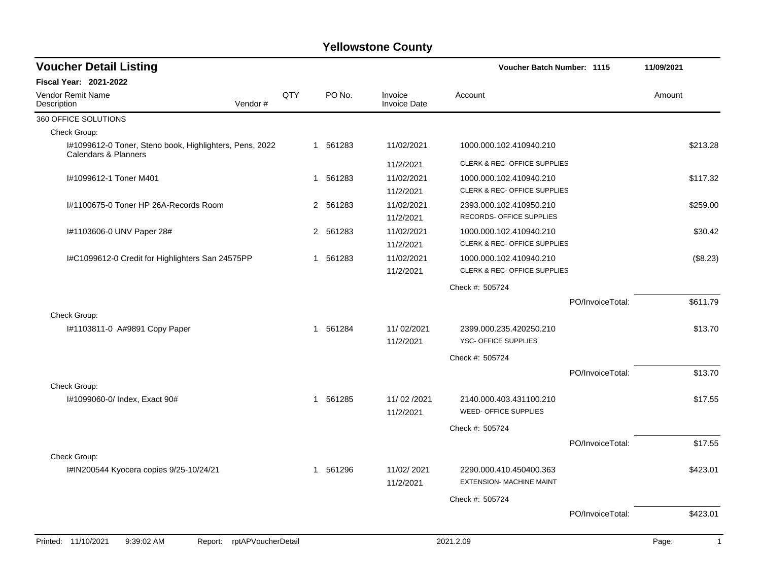# Yellowstone County

## Voucher Detail Listing

**Voucher Batch Number: 1115** — 11/09/2021

**Fiscal Year: 2021-2022**

| Vendor Remit Name / Description | Vendor # | QTY | PO No. | Invoice / Invoice Date | Account | Amount |
|---|---|---|---|---|---|---|
| 360 OFFICE SOLUTIONS | | | | | | |
| Check Group: | | | | | | |
| I#1099612-0 Toner, Steno book, Highlighters, Pens, 2022 Calendars & Planners | | 1 | 561283 | 11/02/2021<br>11/2/2021 | 1000.000.102.410940.210<br>CLERK & REC- OFFICE SUPPLIES | $213.28 |
| I#1099612-1 Toner M401 | | 1 | 561283 | 11/02/2021<br>11/2/2021 | 1000.000.102.410940.210<br>CLERK & REC- OFFICE SUPPLIES | $117.32 |
| I#1100675-0 Toner HP 26A-Records Room | | 2 | 561283 | 11/02/2021<br>11/2/2021 | 2393.000.102.410950.210<br>RECORDS- OFFICE SUPPLIES | $259.00 |
| I#1103606-0 UNV Paper 28# | | 2 | 561283 | 11/02/2021<br>11/2/2021 | 1000.000.102.410940.210<br>CLERK & REC- OFFICE SUPPLIES | $30.42 |
| I#C1099612-0 Credit for Highlighters San 24575PP | | 1 | 561283 | 11/02/2021<br>11/2/2021 | 1000.000.102.410940.210<br>CLERK & REC- OFFICE SUPPLIES | ($8.23) |
| | | | | | Check #: 505724 | |
| | | | | | PO/InvoiceTotal: | $611.79 |
| Check Group: | | | | | | |
| I#1103811-0 A#9891 Copy Paper | | 1 | 561284 | 11/ 02/2021<br>11/2/2021 | 2399.000.235.420250.210<br>YSC- OFFICE SUPPLIES | $13.70 |
| | | | | | Check #: 505724 | |
| | | | | | PO/InvoiceTotal: | $13.70 |
| Check Group: | | | | | | |
| I#1099060-0/ Index, Exact 90# | | 1 | 561285 | 11/ 02 /2021<br>11/2/2021 | 2140.000.403.431100.210<br>WEED- OFFICE SUPPLIES | $17.55 |
| | | | | | Check #: 505724 | |
| | | | | | PO/InvoiceTotal: | $17.55 |
| Check Group: | | | | | | |
| I#IN200544 Kyocera copies 9/25-10/24/21 | | 1 | 561296 | 11/02/ 2021<br>11/2/2021 | 2290.000.410.450400.363<br>EXTENSION- MACHINE MAINT | $423.01 |
| | | | | | Check #: 505724 | |
| | | | | | PO/InvoiceTotal: | $423.01 |

Printed: 11/10/2021 9:39:02 AM Report: rptAPVoucherDetail 2021.2.09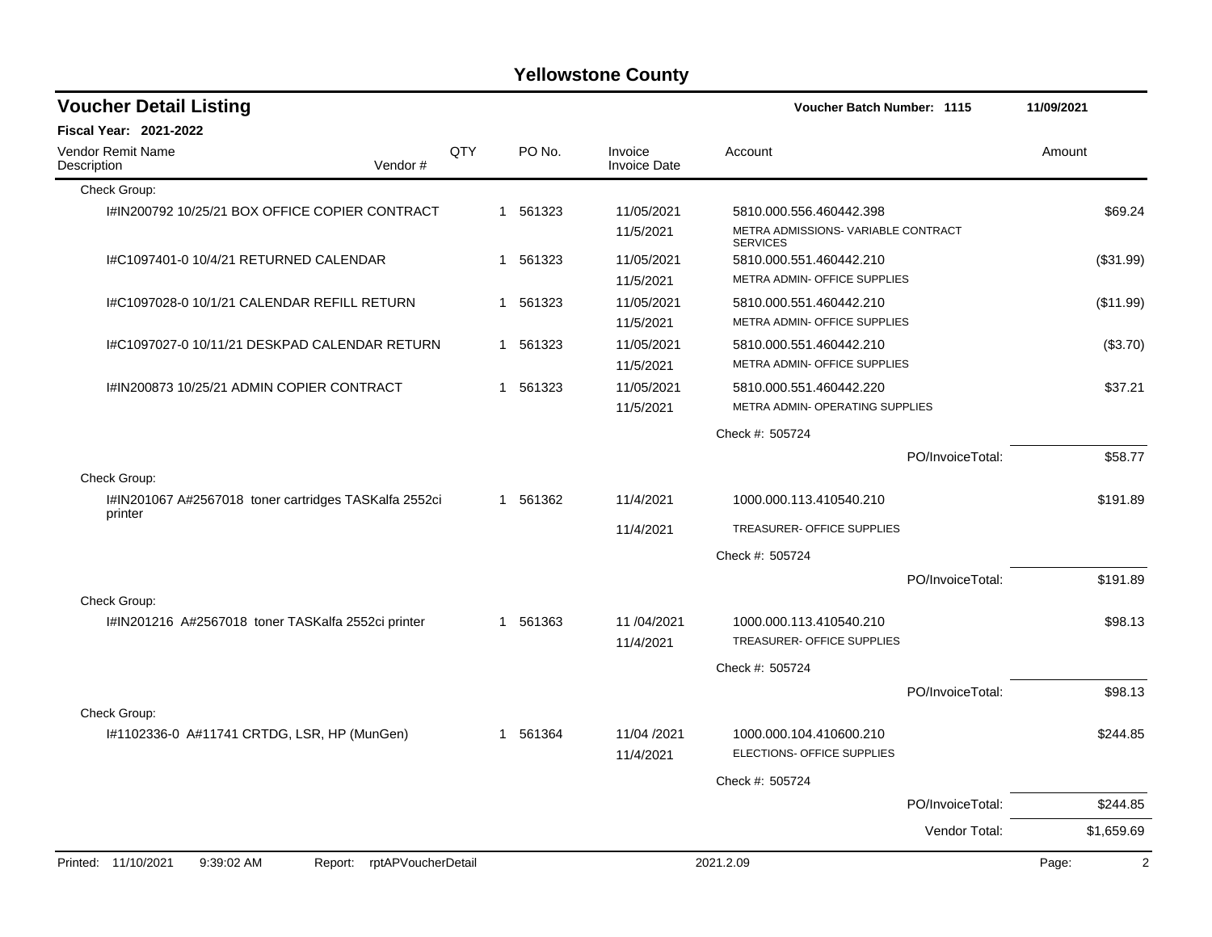# Yellowstone County

## Voucher Detail Listing

**Voucher Batch Number: 1115** — 11/09/2021

**Fiscal Year: 2021-2022**

| Vendor Remit Name / Description | Vendor # | QTY | PO No. | Invoice / Invoice Date | Account | Amount |
|---|---|---|---|---|---|---|
| Check Group: | | | | | | |
| I#IN200792 10/25/21 BOX OFFICE COPIER CONTRACT | | 1 | 561323 | 11/05/2021<br>11/5/2021 | 5810.000.556.460442.398<br>METRA ADMISSIONS- VARIABLE CONTRACT SERVICES | $69.24 |
| I#C1097401-0 10/4/21 RETURNED CALENDAR | | 1 | 561323 | 11/05/2021<br>11/5/2021 | 5810.000.551.460442.210<br>METRA ADMIN- OFFICE SUPPLIES | ($31.99) |
| I#C1097028-0 10/1/21 CALENDAR REFILL RETURN | | 1 | 561323 | 11/05/2021<br>11/5/2021 | 5810.000.551.460442.210<br>METRA ADMIN- OFFICE SUPPLIES | ($11.99) |
| I#C1097027-0 10/11/21 DESKPAD CALENDAR RETURN | | 1 | 561323 | 11/05/2021<br>11/5/2021 | 5810.000.551.460442.210<br>METRA ADMIN- OFFICE SUPPLIES | ($3.70) |
| I#IN200873 10/25/21 ADMIN COPIER CONTRACT | | 1 | 561323 | 11/05/2021<br>11/5/2021 | 5810.000.551.460442.220<br>METRA ADMIN- OPERATING SUPPLIES | $37.21 |
| | | | | | Check #: 505724 | |
| | | | | | PO/InvoiceTotal: | $58.77 |
| Check Group: | | | | | | |
| I#IN201067 A#2567018 toner cartridges TASKalfa 2552ci printer | | 1 | 561362 | 11/4/2021<br>11/4/2021 | 1000.000.113.410540.210<br>TREASURER- OFFICE SUPPLIES | $191.89 |
| | | | | | Check #: 505724 | |
| | | | | | PO/InvoiceTotal: | $191.89 |
| Check Group: | | | | | | |
| I#IN201216 A#2567018 toner TASKalfa 2552ci printer | | 1 | 561363 | 11 /04/2021<br>11/4/2021 | 1000.000.113.410540.210<br>TREASURER- OFFICE SUPPLIES | $98.13 |
| | | | | | Check #: 505724 | |
| | | | | | PO/InvoiceTotal: | $98.13 |
| Check Group: | | | | | | |
| I#1102336-0 A#11741 CRTDG, LSR, HP (MunGen) | | 1 | 561364 | 11/04 /2021<br>11/4/2021 | 1000.000.104.410600.210<br>ELECTIONS- OFFICE SUPPLIES | $244.85 |
| | | | | | Check #: 505724 | |
| | | | | | PO/InvoiceTotal: | $244.85 |
| | | | | | Vendor Total: | $1,659.69 |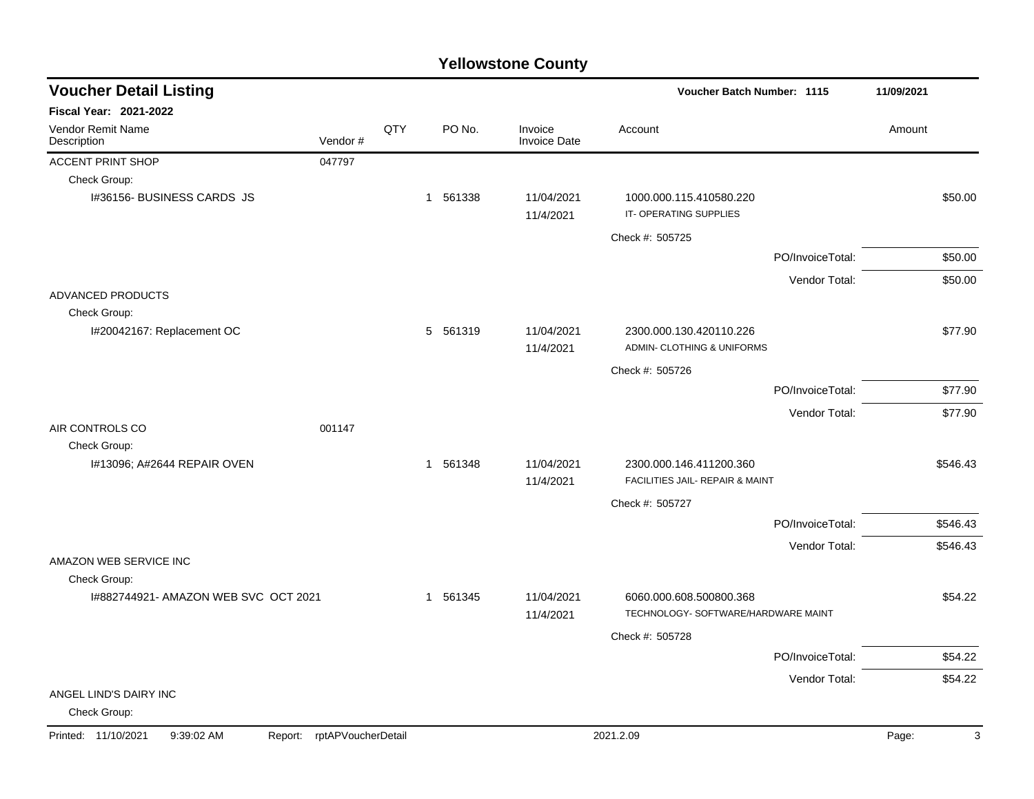# Yellowstone County

## Voucher Detail Listing

**Voucher Batch Number: 1115** 11/09/2021

**Fiscal Year: 2021-2022**

| Vendor Remit Name / Description | Vendor # | QTY | PO No. | Invoice / Invoice Date | Account | Amount |
|---|---|---|---|---|---|---|
| ACCENT PRINT SHOP | 047797 | | | | | |
| Check Group: | | | | | | |
| I#36156- BUSINESS CARDS JS | | 1 | 561338 | 11/04/2021<br>11/4/2021 | 1000.000.115.410580.220<br>IT- OPERATING SUPPLIES | $50.00 |
| | | | | | Check #: 505725 | |
| | | | | | PO/InvoiceTotal: | $50.00 |
| | | | | | Vendor Total: | $50.00 |
| ADVANCED PRODUCTS | | | | | | |
| Check Group: | | | | | | |
| I#20042167: Replacement OC | | 5 | 561319 | 11/04/2021<br>11/4/2021 | 2300.000.130.420110.226<br>ADMIN- CLOTHING & UNIFORMS | $77.90 |
| | | | | | Check #: 505726 | |
| | | | | | PO/InvoiceTotal: | $77.90 |
| | | | | | Vendor Total: | $77.90 |
| AIR CONTROLS CO | 001147 | | | | | |
| Check Group: | | | | | | |
| I#13096; A#2644 REPAIR OVEN | | 1 | 561348 | 11/04/2021<br>11/4/2021 | 2300.000.146.411200.360<br>FACILITIES JAIL- REPAIR & MAINT | $546.43 |
| | | | | | Check #: 505727 | |
| | | | | | PO/InvoiceTotal: | $546.43 |
| | | | | | Vendor Total: | $546.43 |
| AMAZON WEB SERVICE INC | | | | | | |
| Check Group: | | | | | | |
| I#882744921- AMAZON WEB SVC OCT 2021 | | 1 | 561345 | 11/04/2021<br>11/4/2021 | 6060.000.608.500800.368<br>TECHNOLOGY- SOFTWARE/HARDWARE MAINT | $54.22 |
| | | | | | Check #: 505728 | |
| | | | | | PO/InvoiceTotal: | $54.22 |
| | | | | | Vendor Total: | $54.22 |
| ANGEL LIND'S DAIRY INC | | | | | | |
| Check Group: | | | | | | |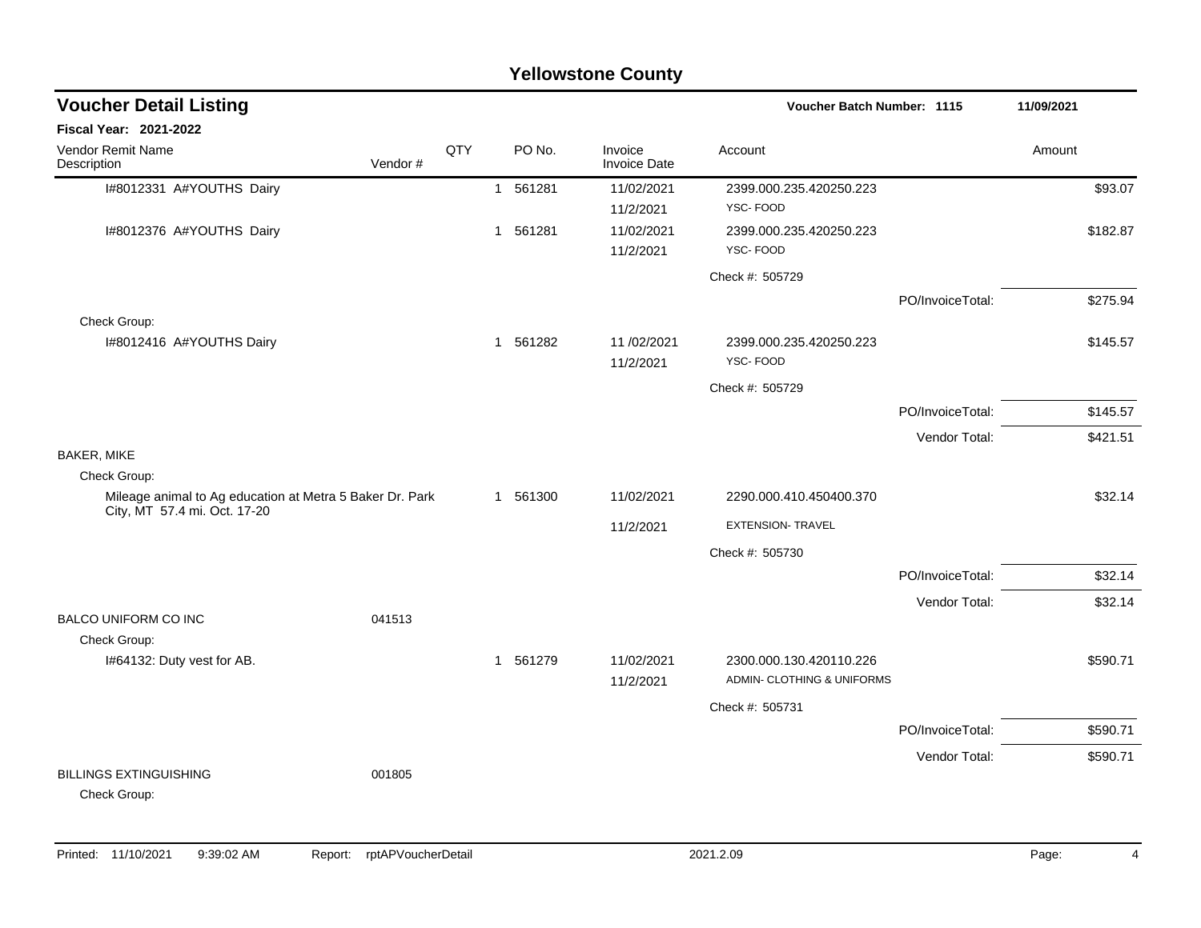# Yellowstone County

## Voucher Detail Listing

**Voucher Batch Number: 1115** | **11/09/2021**

**Fiscal Year: 2021-2022**

| Vendor Remit Name / Description | Vendor # | QTY | PO No. | Invoice / Invoice Date | Account | | Amount |
|---|---|---|---|---|---|---|---|
| I#8012331 A#YOUTHS Dairy | | 1 | 561281 | 11/02/2021 | 2399.000.235.420250.223 | | $93.07 |
| | | | | 11/2/2021 | YSC- FOOD | | |
| I#8012376 A#YOUTHS Dairy | | 1 | 561281 | 11/02/2021 | 2399.000.235.420250.223 | | $182.87 |
| | | | | 11/2/2021 | YSC- FOOD | | |
| | | | | | Check #: 505729 | | |
| | | | | | | PO/InvoiceTotal: | $275.94 |
| Check Group: | | | | | | | |
| I#8012416 A#YOUTHS Dairy | | 1 | 561282 | 11 /02/2021 | 2399.000.235.420250.223 | | $145.57 |
| | | | | 11/2/2021 | YSC- FOOD | | |
| | | | | | Check #: 505729 | | |
| | | | | | | PO/InvoiceTotal: | $145.57 |
| | | | | | | Vendor Total: | $421.51 |
| BAKER, MIKE | | | | | | | |
| Check Group: | | | | | | | |
| Mileage animal to Ag education at Metra 5 Baker Dr. Park City, MT 57.4 mi. Oct. 17-20 | | 1 | 561300 | 11/02/2021 | 2290.000.410.450400.370 | | $32.14 |
| | | | | 11/2/2021 | EXTENSION- TRAVEL | | |
| | | | | | Check #: 505730 | | |
| | | | | | | PO/InvoiceTotal: | $32.14 |
| | | | | | | Vendor Total: | $32.14 |
| BALCO UNIFORM CO INC | 041513 | | | | | | |
| Check Group: | | | | | | | |
| I#64132: Duty vest for AB. | | 1 | 561279 | 11/02/2021 | 2300.000.130.420110.226 | | $590.71 |
| | | | | 11/2/2021 | ADMIN- CLOTHING & UNIFORMS | | |
| | | | | | Check #: 505731 | | |
| | | | | | | PO/InvoiceTotal: | $590.71 |
| | | | | | | Vendor Total: | $590.71 |
| BILLINGS EXTINGUISHING | 001805 | | | | | | |
| Check Group: | | | | | | | |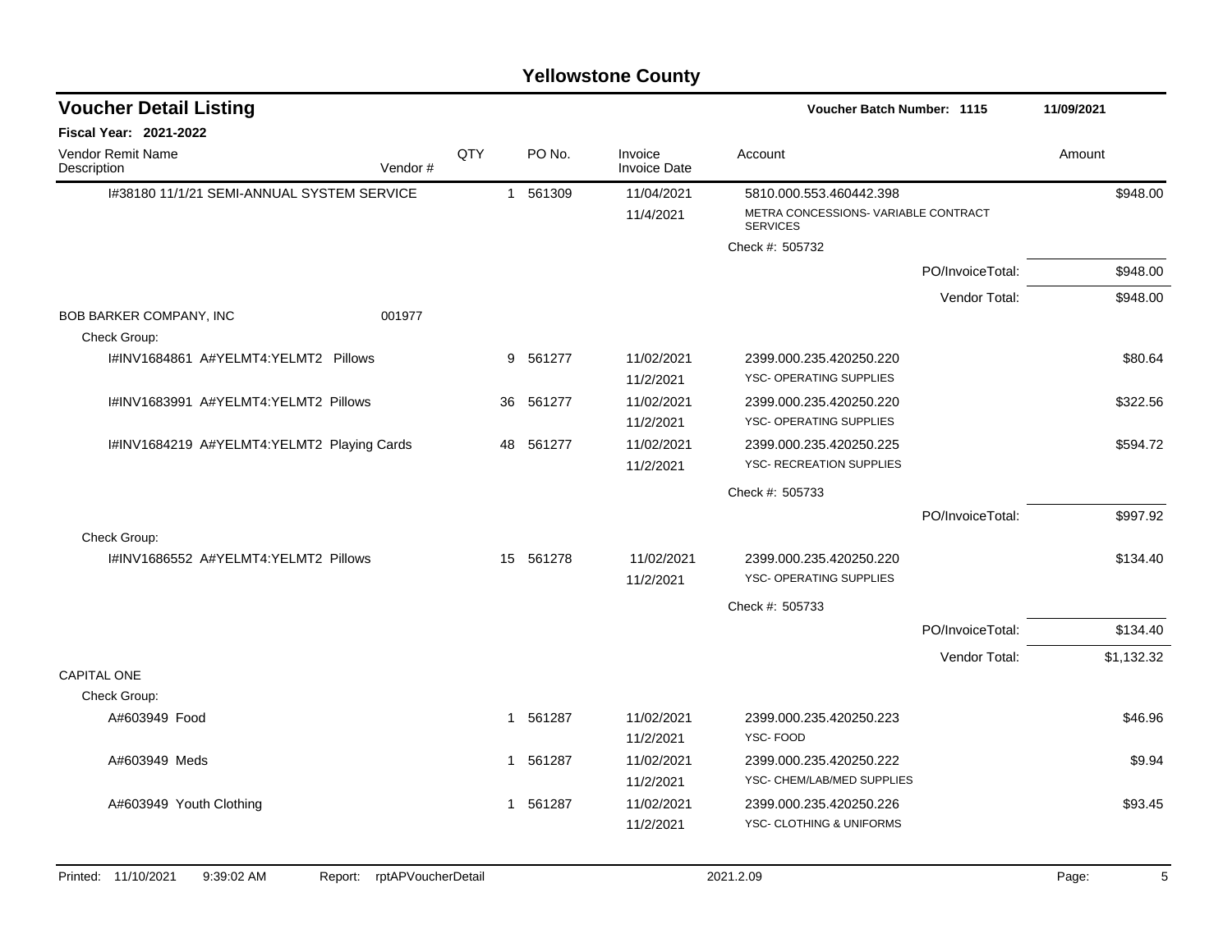# Yellowstone County

## Voucher Detail Listing

**Voucher Batch Number: 1115** 11/09/2021

**Fiscal Year: 2021-2022**

| Vendor Remit Name / Description | Vendor # | QTY | PO No. | Invoice / Invoice Date | Account | Amount |
|---|---|---|---|---|---|---|
| I#38180 11/1/21 SEMI-ANNUAL SYSTEM SERVICE | | 1 | 561309 | 11/04/2021 | 5810.000.553.460442.398 | $948.00 |
| | | | | 11/4/2021 | METRA CONCESSIONS- VARIABLE CONTRACT SERVICES | |
| | | | | | Check #: 505732 | |
| | | | | | PO/InvoiceTotal: | $948.00 |
| | | | | | Vendor Total: | $948.00 |
| BOB BARKER COMPANY, INC | 001977 | | | | | |
| Check Group: | | | | | | |
| I#INV1684861 A#YELMT4:YELMT2 Pillows | | 9 | 561277 | 11/02/2021 | 2399.000.235.420250.220 | $80.64 |
| | | | | 11/2/2021 | YSC- OPERATING SUPPLIES | |
| I#INV1683991 A#YELMT4:YELMT2 Pillows | | 36 | 561277 | 11/02/2021 | 2399.000.235.420250.220 | $322.56 |
| | | | | 11/2/2021 | YSC- OPERATING SUPPLIES | |
| I#INV1684219 A#YELMT4:YELMT2 Playing Cards | | 48 | 561277 | 11/02/2021 | 2399.000.235.420250.225 | $594.72 |
| | | | | 11/2/2021 | YSC- RECREATION SUPPLIES | |
| | | | | | Check #: 505733 | |
| | | | | | PO/InvoiceTotal: | $997.92 |
| Check Group: | | | | | | |
| I#INV1686552 A#YELMT4:YELMT2 Pillows | | 15 | 561278 | 11/02/2021 | 2399.000.235.420250.220 | $134.40 |
| | | | | 11/2/2021 | YSC- OPERATING SUPPLIES | |
| | | | | | Check #: 505733 | |
| | | | | | PO/InvoiceTotal: | $134.40 |
| | | | | | Vendor Total: | $1,132.32 |
| CAPITAL ONE | | | | | | |
| Check Group: | | | | | | |
| A#603949 Food | | 1 | 561287 | 11/02/2021 | 2399.000.235.420250.223 | $46.96 |
| | | | | 11/2/2021 | YSC- FOOD | |
| A#603949 Meds | | 1 | 561287 | 11/02/2021 | 2399.000.235.420250.222 | $9.94 |
| | | | | 11/2/2021 | YSC- CHEM/LAB/MED SUPPLIES | |
| A#603949 Youth Clothing | | 1 | 561287 | 11/02/2021 | 2399.000.235.420250.226 | $93.45 |
| | | | | 11/2/2021 | YSC- CLOTHING & UNIFORMS | |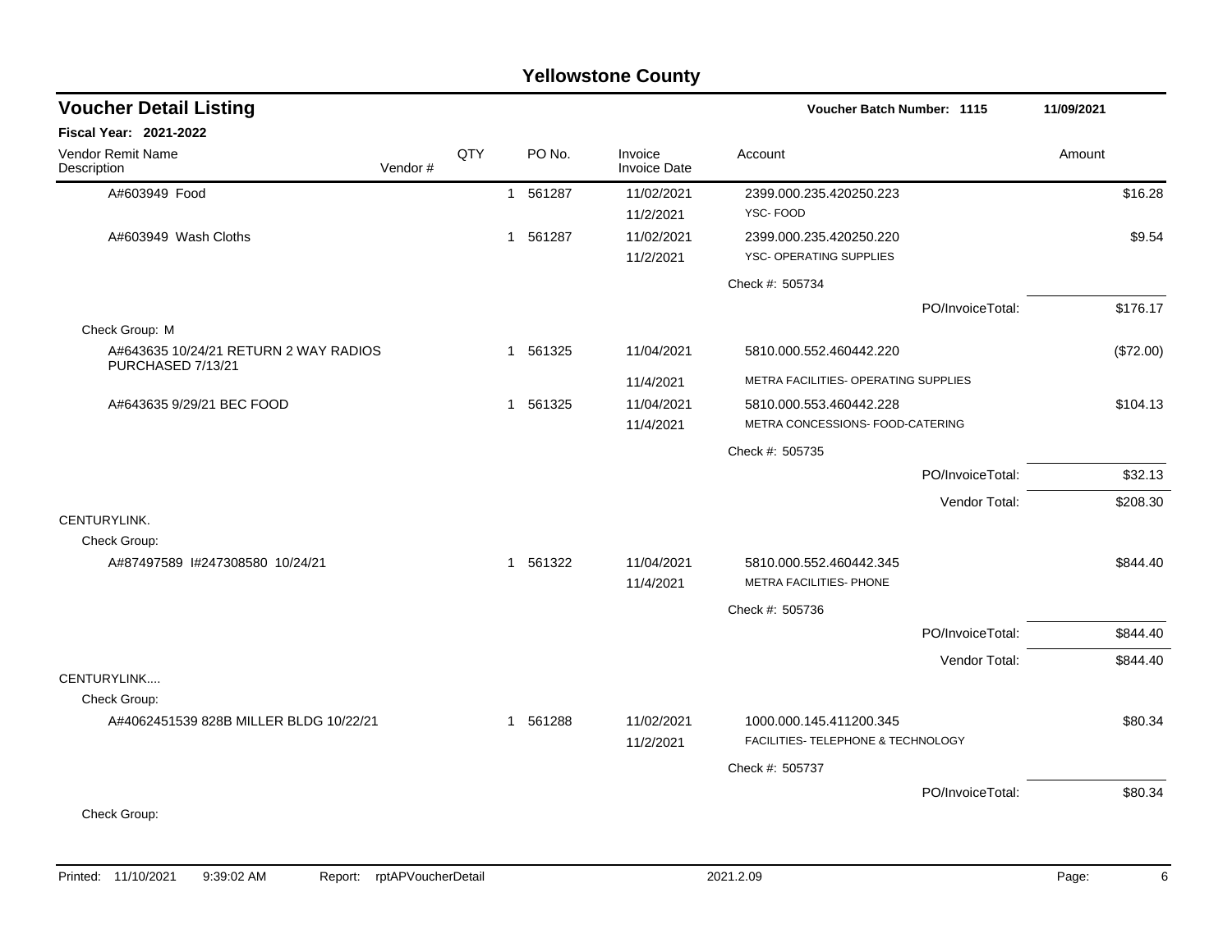# Yellowstone County

## Voucher Detail Listing

**Voucher Batch Number: 1115** — 11/09/2021

**Fiscal Year: 2021-2022**

| Vendor Remit Name / Description | Vendor # | QTY | PO No. | Invoice / Invoice Date | Account | Amount |
|---|---|---|---|---|---|---|
| A#603949 Food | | 1 | 561287 | 11/02/2021<br>11/2/2021 | 2399.000.235.420250.223<br>YSC- FOOD | $16.28 |
| A#603949 Wash Cloths | | 1 | 561287 | 11/02/2021<br>11/2/2021 | 2399.000.235.420250.220<br>YSC- OPERATING SUPPLIES | $9.54 |
| | | | | | Check #: 505734 | |
| | | | | | PO/InvoiceTotal: | $176.17 |
| Check Group: M | | | | | | |
| A#643635 10/24/21 RETURN 2 WAY RADIOS PURCHASED 7/13/21 | | 1 | 561325 | 11/04/2021<br>11/4/2021 | 5810.000.552.460442.220<br>METRA FACILITIES- OPERATING SUPPLIES | ($72.00) |
| A#643635 9/29/21 BEC FOOD | | 1 | 561325 | 11/04/2021<br>11/4/2021 | 5810.000.553.460442.228<br>METRA CONCESSIONS- FOOD-CATERING | $104.13 |
| | | | | | Check #: 505735 | |
| | | | | | PO/InvoiceTotal: | $32.13 |
| | | | | | Vendor Total: | $208.30 |
| CENTURYLINK. | | | | | | |
| Check Group: | | | | | | |
| A#87497589 I#247308580 10/24/21 | | 1 | 561322 | 11/04/2021<br>11/4/2021 | 5810.000.552.460442.345<br>METRA FACILITIES- PHONE | $844.40 |
| | | | | | Check #: 505736 | |
| | | | | | PO/InvoiceTotal: | $844.40 |
| | | | | | Vendor Total: | $844.40 |
| CENTURYLINK.... | | | | | | |
| Check Group: | | | | | | |
| A#4062451539 828B MILLER BLDG 10/22/21 | | 1 | 561288 | 11/02/2021<br>11/2/2021 | 1000.000.145.411200.345<br>FACILITIES- TELEPHONE & TECHNOLOGY | $80.34 |
| | | | | | Check #: 505737 | |
| | | | | | PO/InvoiceTotal: | $80.34 |
| Check Group: | | | | | | |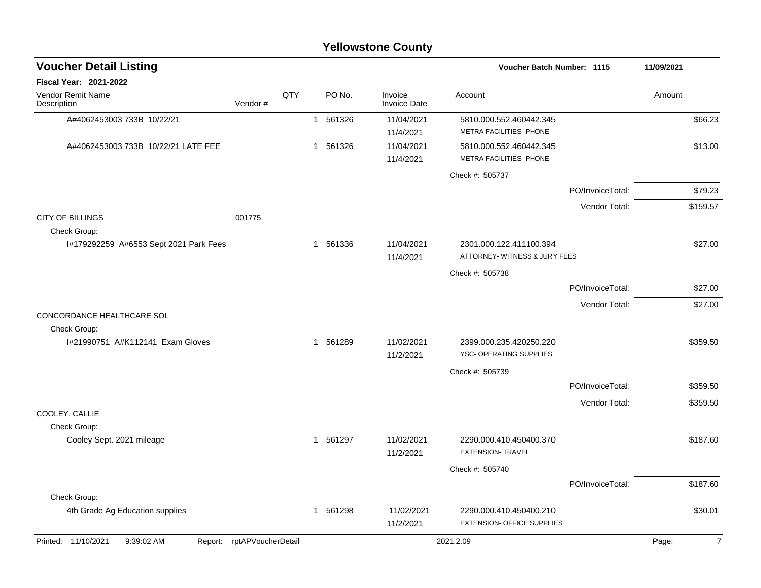# Yellowstone County

## Voucher Detail Listing

**Voucher Batch Number: 1115** 11/09/2021

**Fiscal Year: 2021-2022**

| Vendor Remit Name / Description | Vendor # | QTY | PO No. | Invoice / Invoice Date | Account | Amount |
|---|---|---|---|---|---|---|
| A#4062453003 733B 10/22/21 | | 1 | 561326 | 11/04/2021 / 11/4/2021 | 5810.000.552.460442.345 METRA FACILITIES- PHONE | $66.23 |
| A#4062453003 733B 10/22/21 LATE FEE | | 1 | 561326 | 11/04/2021 / 11/4/2021 | 5810.000.552.460442.345 METRA FACILITIES- PHONE | $13.00 |
| | | | | | Check #: 505737 | |
| | | | | | PO/InvoiceTotal: | $79.23 |
| | | | | | Vendor Total: | $159.57 |
| CITY OF BILLINGS | 001775 | | | | | |
| Check Group: | | | | | | |
| I#179292259 A#6553 Sept 2021 Park Fees | | 1 | 561336 | 11/04/2021 / 11/4/2021 | 2301.000.122.411100.394 ATTORNEY- WITNESS & JURY FEES | $27.00 |
| | | | | | Check #: 505738 | |
| | | | | | PO/InvoiceTotal: | $27.00 |
| | | | | | Vendor Total: | $27.00 |
| CONCORDANCE HEALTHCARE SOL | | | | | | |
| Check Group: | | | | | | |
| I#21990751 A#K112141 Exam Gloves | | 1 | 561289 | 11/02/2021 / 11/2/2021 | 2399.000.235.420250.220 YSC- OPERATING SUPPLIES | $359.50 |
| | | | | | Check #: 505739 | |
| | | | | | PO/InvoiceTotal: | $359.50 |
| | | | | | Vendor Total: | $359.50 |
| COOLEY, CALLIE | | | | | | |
| Check Group: | | | | | | |
| Cooley Sept. 2021 mileage | | 1 | 561297 | 11/02/2021 / 11/2/2021 | 2290.000.410.450400.370 EXTENSION- TRAVEL | $187.60 |
| | | | | | Check #: 505740 | |
| | | | | | PO/InvoiceTotal: | $187.60 |
| Check Group: | | | | | | |
| 4th Grade Ag Education supplies | | 1 | 561298 | 11/02/2021 / 11/2/2021 | 2290.000.410.450400.210 EXTENSION- OFFICE SUPPLIES | $30.01 |

Printed: 11/10/2021 9:39:02 AM Report: rptAPVoucherDetail 2021.2.09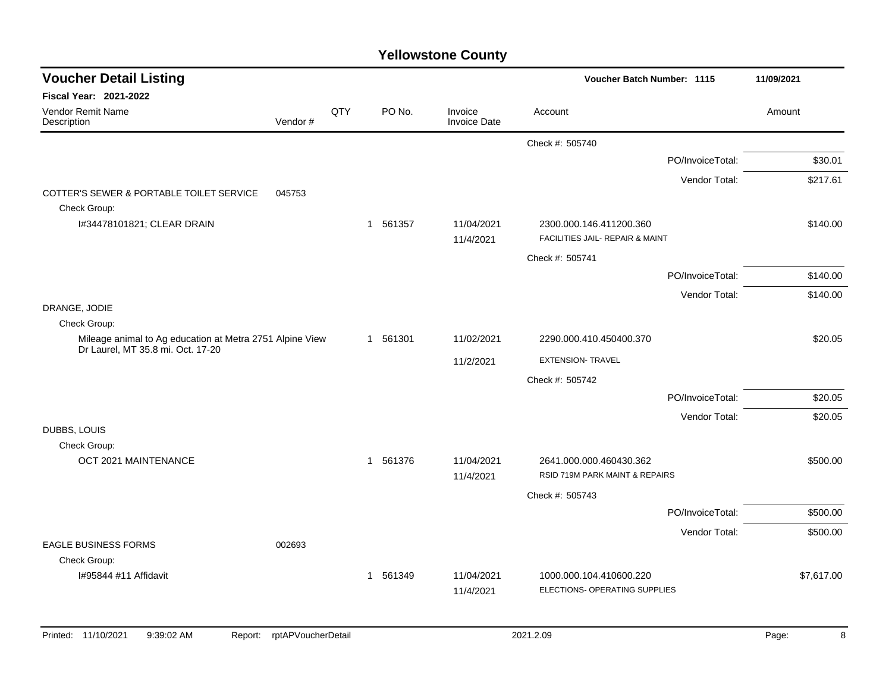# Yellowstone County

## Voucher Detail Listing

**Voucher Batch Number: 1115** | **11/09/2021**

**Fiscal Year: 2021-2022**

| Vendor Remit Name / Description | Vendor # | QTY | PO No. | Invoice / Invoice Date | Account | Amount |
|---|---|---|---|---|---|---|
| | | | | | Check #: 505740 | |
| | | | | | PO/InvoiceTotal: | $30.01 |
| | | | | | Vendor Total: | $217.61 |
| COTTER'S SEWER & PORTABLE TOILET SERVICE | 045753 | | | | | |
| Check Group: | | | | | | |
| I#34478101821; CLEAR DRAIN | | 1 | 561357 | 11/04/2021<br>11/4/2021 | 2300.000.146.411200.360<br>FACILITIES JAIL- REPAIR & MAINT | $140.00 |
| | | | | | Check #: 505741 | |
| | | | | | PO/InvoiceTotal: | $140.00 |
| | | | | | Vendor Total: | $140.00 |
| DRANGE, JODIE | | | | | | |
| Check Group: | | | | | | |
| Mileage animal to Ag education at Metra 2751 Alpine View Dr Laurel, MT 35.8 mi. Oct. 17-20 | | 1 | 561301 | 11/02/2021<br>11/2/2021 | 2290.000.410.450400.370<br>EXTENSION- TRAVEL | $20.05 |
| | | | | | Check #: 505742 | |
| | | | | | PO/InvoiceTotal: | $20.05 |
| | | | | | Vendor Total: | $20.05 |
| DUBBS, LOUIS | | | | | | |
| Check Group: | | | | | | |
| OCT 2021 MAINTENANCE | | 1 | 561376 | 11/04/2021<br>11/4/2021 | 2641.000.000.460430.362<br>RSID 719M PARK MAINT & REPAIRS | $500.00 |
| | | | | | Check #: 505743 | |
| | | | | | PO/InvoiceTotal: | $500.00 |
| | | | | | Vendor Total: | $500.00 |
| EAGLE BUSINESS FORMS | 002693 | | | | | |
| Check Group: | | | | | | |
| I#95844 #11 Affidavit | | 1 | 561349 | 11/04/2021<br>11/4/2021 | 1000.000.104.410600.220<br>ELECTIONS- OPERATING SUPPLIES | $7,617.00 |

Printed: 11/10/2021 9:39:02 AM Report: rptAPVoucherDetail 2021.2.09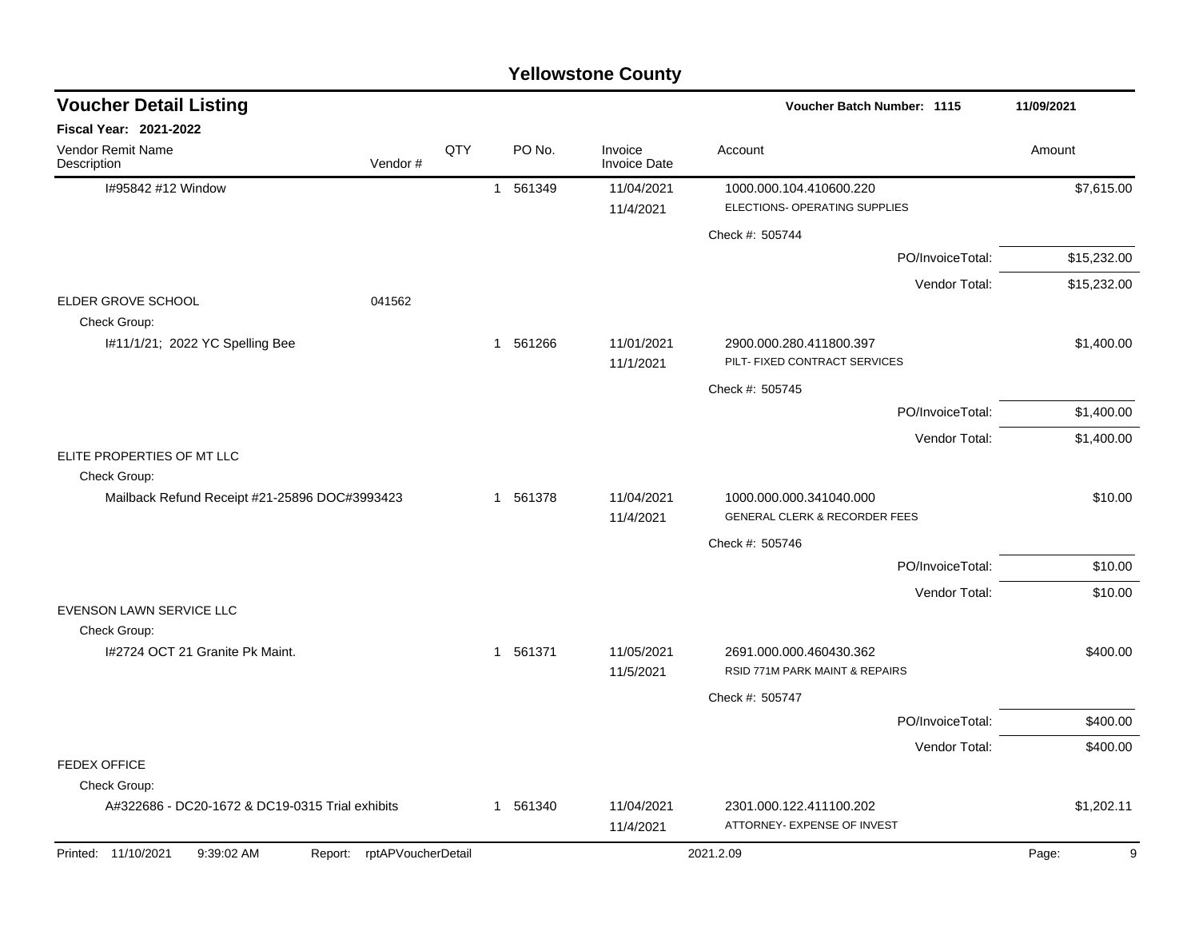## Yellowstone County

### Voucher Detail Listing

**Voucher Batch Number: 1115** — 11/09/2021

**Fiscal Year: 2021-2022**

| Vendor Remit Name / Description | Vendor # | QTY | PO No. | Invoice / Invoice Date | Account | Amount |
|---|---|---|---|---|---|---|
| I#95842 #12 Window | | 1 | 561349 | 11/04/2021<br>11/4/2021 | 1000.000.104.410600.220<br>ELECTIONS- OPERATING SUPPLIES | $7,615.00 |
| | | | | | Check #: 505744 | |
| | | | | | PO/InvoiceTotal: | $15,232.00 |
| | | | | | Vendor Total: | $15,232.00 |
| ELDER GROVE SCHOOL | 041562 | | | | | |
| Check Group: | | | | | | |
| I#11/1/21; 2022 YC Spelling Bee | | 1 | 561266 | 11/01/2021<br>11/1/2021 | 2900.000.280.411800.397<br>PILT- FIXED CONTRACT SERVICES | $1,400.00 |
| | | | | | Check #: 505745 | |
| | | | | | PO/InvoiceTotal: | $1,400.00 |
| | | | | | Vendor Total: | $1,400.00 |
| ELITE PROPERTIES OF MT LLC | | | | | | |
| Check Group: | | | | | | |
| Mailback Refund Receipt #21-25896 DOC#3993423 | | 1 | 561378 | 11/04/2021<br>11/4/2021 | 1000.000.000.341040.000<br>GENERAL CLERK & RECORDER FEES | $10.00 |
| | | | | | Check #: 505746 | |
| | | | | | PO/InvoiceTotal: | $10.00 |
| | | | | | Vendor Total: | $10.00 |
| EVENSON LAWN SERVICE LLC | | | | | | |
| Check Group: | | | | | | |
| I#2724 OCT 21 Granite Pk Maint. | | 1 | 561371 | 11/05/2021<br>11/5/2021 | 2691.000.000.460430.362<br>RSID 771M PARK MAINT & REPAIRS | $400.00 |
| | | | | | Check #: 505747 | |
| | | | | | PO/InvoiceTotal: | $400.00 |
| | | | | | Vendor Total: | $400.00 |
| FEDEX OFFICE | | | | | | |
| Check Group: | | | | | | |
| A#322686 - DC20-1672 & DC19-0315 Trial exhibits | | 1 | 561340 | 11/04/2021<br>11/4/2021 | 2301.000.122.411100.202<br>ATTORNEY- EXPENSE OF INVEST | $1,202.11 |

Printed: 11/10/2021 9:39:02 AM Report: rptAPVoucherDetail 2021.2.09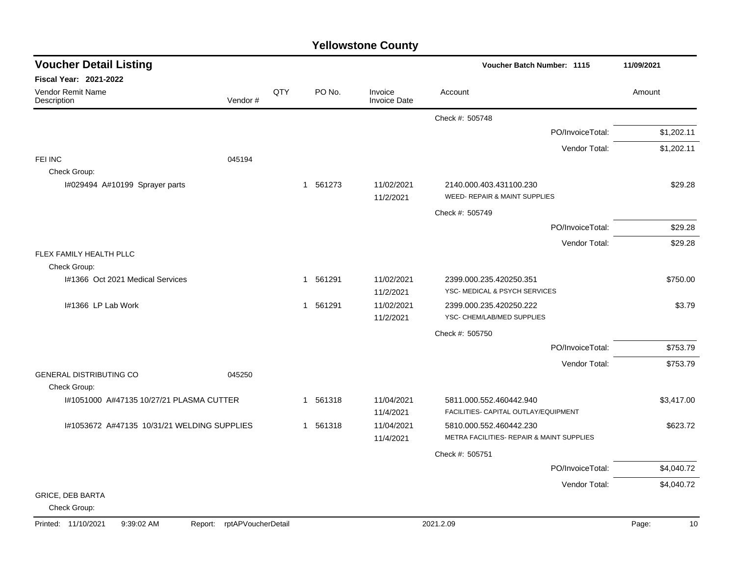# Yellowstone County

## Voucher Detail Listing

**Voucher Batch Number: 1115** — 11/09/2021

**Fiscal Year: 2021-2022**

| Vendor Remit Name / Description | Vendor # | QTY | PO No. | Invoice / Invoice Date | Account | Amount |
|---|---|---|---|---|---|---|
| | | | | | Check #: 505748 | |
| | | | | | PO/InvoiceTotal: | $1,202.11 |
| | | | | | Vendor Total: | $1,202.11 |
| FEI INC | 045194 | | | | | |
| Check Group: | | | | | | |
| I#029494 A#10199 Sprayer parts | | 1 | 561273 | 11/02/2021<br>11/2/2021 | 2140.000.403.431100.230<br>WEED- REPAIR & MAINT SUPPLIES | $29.28 |
| | | | | | Check #: 505749 | |
| | | | | | PO/InvoiceTotal: | $29.28 |
| | | | | | Vendor Total: | $29.28 |
| FLEX FAMILY HEALTH PLLC | | | | | | |
| Check Group: | | | | | | |
| I#1366 Oct 2021 Medical Services | | 1 | 561291 | 11/02/2021<br>11/2/2021 | 2399.000.235.420250.351<br>YSC- MEDICAL & PSYCH SERVICES | $750.00 |
| I#1366 LP Lab Work | | 1 | 561291 | 11/02/2021<br>11/2/2021 | 2399.000.235.420250.222<br>YSC- CHEM/LAB/MED SUPPLIES | $3.79 |
| | | | | | Check #: 505750 | |
| | | | | | PO/InvoiceTotal: | $753.79 |
| | | | | | Vendor Total: | $753.79 |
| GENERAL DISTRIBUTING CO | 045250 | | | | | |
| Check Group: | | | | | | |
| I#1051000 A#47135 10/27/21 PLASMA CUTTER | | 1 | 561318 | 11/04/2021<br>11/4/2021 | 5811.000.552.460442.940<br>FACILITIES- CAPITAL OUTLAY/EQUIPMENT | $3,417.00 |
| I#1053672 A#47135 10/31/21 WELDING SUPPLIES | | 1 | 561318 | 11/04/2021<br>11/4/2021 | 5810.000.552.460442.230<br>METRA FACILITIES- REPAIR & MAINT SUPPLIES | $623.72 |
| | | | | | Check #: 505751 | |
| | | | | | PO/InvoiceTotal: | $4,040.72 |
| | | | | | Vendor Total: | $4,040.72 |
| GRICE, DEB BARTA | | | | | | |
| Check Group: | | | | | | |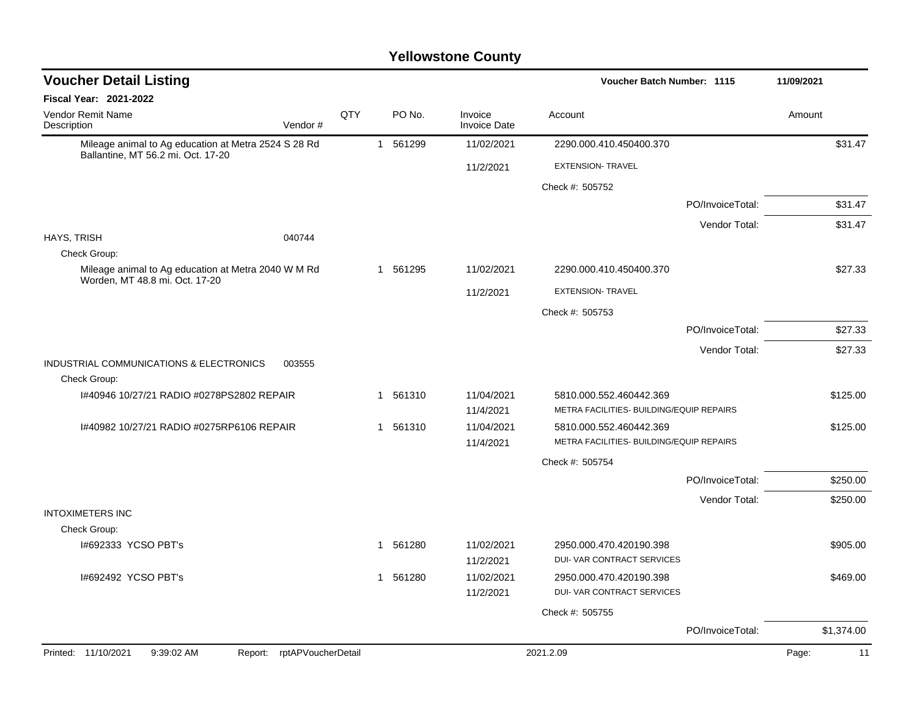# Yellowstone County

## Voucher Detail Listing

**Voucher Batch Number: 1115** 11/09/2021

**Fiscal Year: 2021-2022**

| Vendor Remit Name / Description | Vendor # | QTY | PO No. | Invoice / Invoice Date | Account | Amount |
|---|---|---|---|---|---|---|
| Mileage animal to Ag education at Metra 2524 S 28 Rd Ballantine, MT 56.2 mi. Oct. 17-20 | | 1 | 561299 | 11/02/2021 | 2290.000.410.450400.370 | $31.47 |
| | | | | 11/2/2021 | EXTENSION- TRAVEL | |
| | | | | | Check #: 505752 | |
| | | | | | PO/InvoiceTotal: | $31.47 |
| | | | | | Vendor Total: | $31.47 |
| HAYS, TRISH | 040744 | | | | | |
| Check Group: | | | | | | |
| Mileage animal to Ag education at Metra 2040 W M Rd Worden, MT 48.8 mi. Oct. 17-20 | | 1 | 561295 | 11/02/2021 | 2290.000.410.450400.370 | $27.33 |
| | | | | 11/2/2021 | EXTENSION- TRAVEL | |
| | | | | | Check #: 505753 | |
| | | | | | PO/InvoiceTotal: | $27.33 |
| | | | | | Vendor Total: | $27.33 |
| INDUSTRIAL COMMUNICATIONS & ELECTRONICS | 003555 | | | | | |
| Check Group: | | | | | | |
| I#40946 10/27/21 RADIO #0278PS2802 REPAIR | | 1 | 561310 | 11/04/2021 | 5810.000.552.460442.369 | $125.00 |
| | | | | 11/4/2021 | METRA FACILITIES- BUILDING/EQUIP REPAIRS | |
| I#40982 10/27/21 RADIO #0275RP6106 REPAIR | | 1 | 561310 | 11/04/2021 | 5810.000.552.460442.369 | $125.00 |
| | | | | 11/4/2021 | METRA FACILITIES- BUILDING/EQUIP REPAIRS | |
| | | | | | Check #: 505754 | |
| | | | | | PO/InvoiceTotal: | $250.00 |
| | | | | | Vendor Total: | $250.00 |
| INTOXIMETERS INC | | | | | | |
| Check Group: | | | | | | |
| I#692333 YCSO PBT's | | 1 | 561280 | 11/02/2021 | 2950.000.470.420190.398 | $905.00 |
| | | | | 11/2/2021 | DUI- VAR CONTRACT SERVICES | |
| I#692492 YCSO PBT's | | 1 | 561280 | 11/02/2021 | 2950.000.470.420190.398 | $469.00 |
| | | | | 11/2/2021 | DUI- VAR CONTRACT SERVICES | |
| | | | | | Check #: 505755 | |
| | | | | | PO/InvoiceTotal: | $1,374.00 |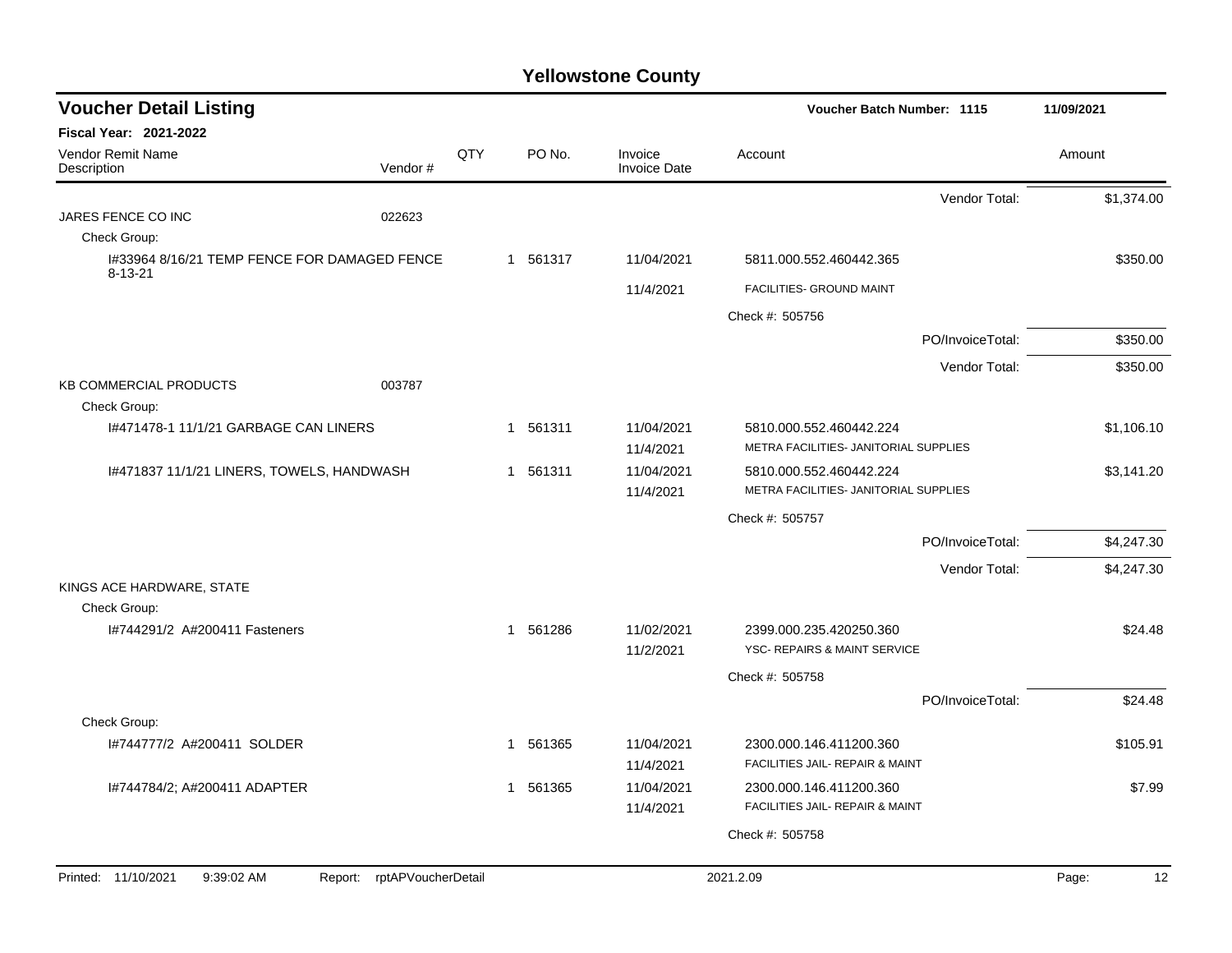# Yellowstone County

## Voucher Detail Listing

**Voucher Batch Number: 1115** 11/09/2021

**Fiscal Year: 2021-2022**

| Vendor Remit Name / Description | Vendor # | QTY | PO No. | Invoice / Invoice Date | Account | Amount |
|---|---|---|---|---|---|---|
| | | | | | Vendor Total: | $1,374.00 |
| JARES FENCE CO INC | 022623 | | | | | |
| Check Group: | | | | | | |
| I#33964 8/16/21 TEMP FENCE FOR DAMAGED FENCE 8-13-21 | | 1 | 561317 | 11/04/2021<br>11/4/2021 | 5811.000.552.460442.365<br>FACILITIES- GROUND MAINT | $350.00 |
| | | | | | Check #: 505756 | |
| | | | | | PO/InvoiceTotal: | $350.00 |
| | | | | | Vendor Total: | $350.00 |
| KB COMMERCIAL PRODUCTS | 003787 | | | | | |
| Check Group: | | | | | | |
| I#471478-1 11/1/21 GARBAGE CAN LINERS | | 1 | 561311 | 11/04/2021<br>11/4/2021 | 5810.000.552.460442.224<br>METRA FACILITIES- JANITORIAL SUPPLIES | $1,106.10 |
| I#471837 11/1/21 LINERS, TOWELS, HANDWASH | | 1 | 561311 | 11/04/2021<br>11/4/2021 | 5810.000.552.460442.224<br>METRA FACILITIES- JANITORIAL SUPPLIES | $3,141.20 |
| | | | | | Check #: 505757 | |
| | | | | | PO/InvoiceTotal: | $4,247.30 |
| | | | | | Vendor Total: | $4,247.30 |
| KINGS ACE HARDWARE, STATE | | | | | | |
| Check Group: | | | | | | |
| I#744291/2 A#200411 Fasteners | | 1 | 561286 | 11/02/2021<br>11/2/2021 | 2399.000.235.420250.360<br>YSC- REPAIRS & MAINT SERVICE | $24.48 |
| | | | | | Check #: 505758 | |
| | | | | | PO/InvoiceTotal: | $24.48 |
| Check Group: | | | | | | |
| I#744777/2 A#200411 SOLDER | | 1 | 561365 | 11/04/2021<br>11/4/2021 | 2300.000.146.411200.360<br>FACILITIES JAIL- REPAIR & MAINT | $105.91 |
| I#744784/2; A#200411 ADAPTER | | 1 | 561365 | 11/04/2021<br>11/4/2021 | 2300.000.146.411200.360<br>FACILITIES JAIL- REPAIR & MAINT | $7.99 |
| | | | | | Check #: 505758 | |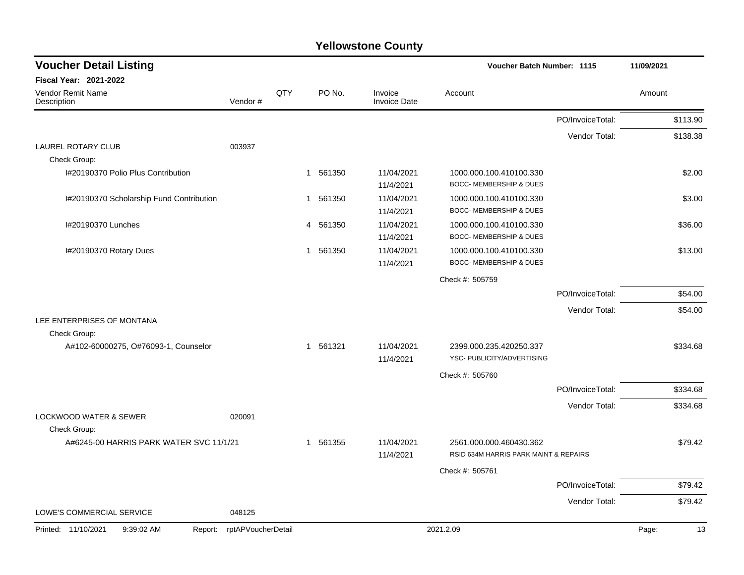## Yellowstone County

### Voucher Detail Listing

**Voucher Batch Number: 1115** 11/09/2021

**Fiscal Year: 2021-2022**

| Vendor Remit Name / Description | Vendor # | QTY | PO No. | Invoice / Invoice Date | Account | | Amount |
|---|---|---|---|---|---|---|---|
| | | | | | | PO/InvoiceTotal: | $113.90 |
| | | | | | | Vendor Total: | $138.38 |
| LAUREL ROTARY CLUB | 003937 | | | | | | |
| Check Group: | | | | | | | |
| I#20190370 Polio Plus Contribution | | 1 | 561350 | 11/04/2021 / 11/4/2021 | 1000.000.100.410100.330 BOCC- MEMBERSHIP & DUES | | $2.00 |
| I#20190370 Scholarship Fund Contribution | | 1 | 561350 | 11/04/2021 / 11/4/2021 | 1000.000.100.410100.330 BOCC- MEMBERSHIP & DUES | | $3.00 |
| I#20190370 Lunches | | 4 | 561350 | 11/04/2021 / 11/4/2021 | 1000.000.100.410100.330 BOCC- MEMBERSHIP & DUES | | $36.00 |
| I#20190370 Rotary Dues | | 1 | 561350 | 11/04/2021 / 11/4/2021 | 1000.000.100.410100.330 BOCC- MEMBERSHIP & DUES | | $13.00 |
| | | | | | Check #: 505759 | | |
| | | | | | | PO/InvoiceTotal: | $54.00 |
| | | | | | | Vendor Total: | $54.00 |
| LEE ENTERPRISES OF MONTANA | | | | | | | |
| Check Group: | | | | | | | |
| A#102-60000275, O#76093-1, Counselor | | 1 | 561321 | 11/04/2021 / 11/4/2021 | 2399.000.235.420250.337 YSC- PUBLICITY/ADVERTISING | | $334.68 |
| | | | | | Check #: 505760 | | |
| | | | | | | PO/InvoiceTotal: | $334.68 |
| | | | | | | Vendor Total: | $334.68 |
| LOCKWOOD WATER & SEWER | 020091 | | | | | | |
| Check Group: | | | | | | | |
| A#6245-00 HARRIS PARK WATER SVC 11/1/21 | | 1 | 561355 | 11/04/2021 / 11/4/2021 | 2561.000.000.460430.362 RSID 634M HARRIS PARK MAINT & REPAIRS | | $79.42 |
| | | | | | Check #: 505761 | | |
| | | | | | | PO/InvoiceTotal: | $79.42 |
| | | | | | | Vendor Total: | $79.42 |
| LOWE'S COMMERCIAL SERVICE | 048125 | | | | | | |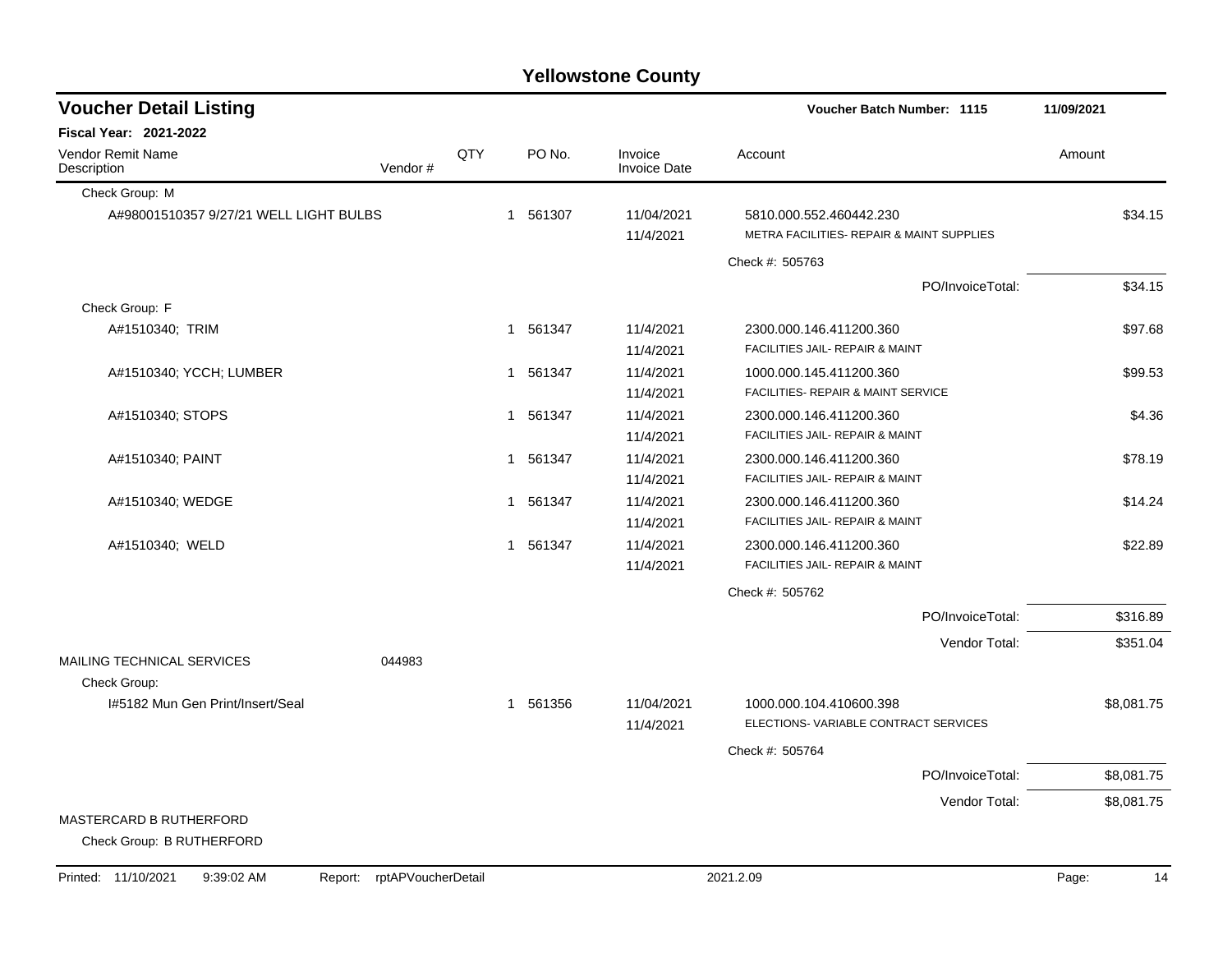# Yellowstone County

## Voucher Detail Listing

**Voucher Batch Number: 1115** — 11/09/2021

**Fiscal Year: 2021-2022**

| Vendor Remit Name / Description | Vendor # | QTY | PO No. | Invoice / Invoice Date | Account | Amount |
|---|---|---|---|---|---|---|
| Check Group: M | | | | | | |
| A#98001510357 9/27/21 WELL LIGHT BULBS | | 1 | 561307 | 11/04/2021 / 11/4/2021 | 5810.000.552.460442.230 METRA FACILITIES- REPAIR & MAINT SUPPLIES | $34.15 |
| | | | | | Check #: 505763 | |
| | | | | | PO/InvoiceTotal: | $34.15 |
| Check Group: F | | | | | | |
| A#1510340; TRIM | | 1 | 561347 | 11/4/2021 / 11/4/2021 | 2300.000.146.411200.360 FACILITIES JAIL- REPAIR & MAINT | $97.68 |
| A#1510340; YCCH; LUMBER | | 1 | 561347 | 11/4/2021 / 11/4/2021 | 1000.000.145.411200.360 FACILITIES- REPAIR & MAINT SERVICE | $99.53 |
| A#1510340; STOPS | | 1 | 561347 | 11/4/2021 / 11/4/2021 | 2300.000.146.411200.360 FACILITIES JAIL- REPAIR & MAINT | $4.36 |
| A#1510340; PAINT | | 1 | 561347 | 11/4/2021 / 11/4/2021 | 2300.000.146.411200.360 FACILITIES JAIL- REPAIR & MAINT | $78.19 |
| A#1510340; WEDGE | | 1 | 561347 | 11/4/2021 / 11/4/2021 | 2300.000.146.411200.360 FACILITIES JAIL- REPAIR & MAINT | $14.24 |
| A#1510340; WELD | | 1 | 561347 | 11/4/2021 / 11/4/2021 | 2300.000.146.411200.360 FACILITIES JAIL- REPAIR & MAINT | $22.89 |
| | | | | | Check #: 505762 | |
| | | | | | PO/InvoiceTotal: | $316.89 |
| | | | | | Vendor Total: | $351.04 |
| MAILING TECHNICAL SERVICES | 044983 | | | | | |
| Check Group: | | | | | | |
| I#5182 Mun Gen Print/Insert/Seal | | 1 | 561356 | 11/04/2021 / 11/4/2021 | 1000.000.104.410600.398 ELECTIONS- VARIABLE CONTRACT SERVICES | $8,081.75 |
| | | | | | Check #: 505764 | |
| | | | | | PO/InvoiceTotal: | $8,081.75 |
| | | | | | Vendor Total: | $8,081.75 |
| MASTERCARD B RUTHERFORD | | | | | | |
| Check Group: B RUTHERFORD | | | | | | |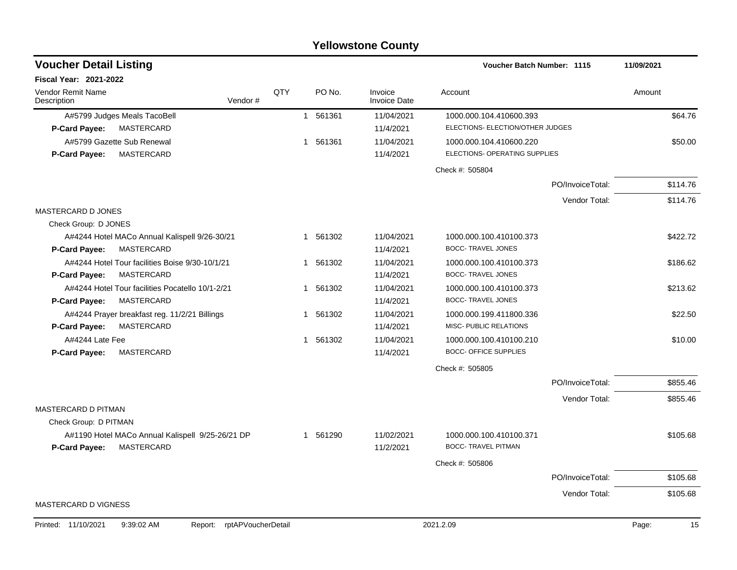# Yellowstone County

## Voucher Detail Listing

**Voucher Batch Number: 1115** 11/09/2021

**Fiscal Year: 2021-2022**

| Vendor Remit Name / Description | Vendor # | QTY | PO No. | Invoice / Invoice Date | Account | Amount |
|---|---|---|---|---|---|---|
| A#5799 Judges Meals TacoBell | | 1 | 561361 | 11/04/2021 | 1000.000.104.410600.393 | $64.76 |
| **P-Card Payee:** MASTERCARD | | | | 11/4/2021 | ELECTIONS- ELECTION/OTHER JUDGES | |
| A#5799 Gazette Sub Renewal | | 1 | 561361 | 11/04/2021 | 1000.000.104.410600.220 | $50.00 |
| **P-Card Payee:** MASTERCARD | | | | 11/4/2021 | ELECTIONS- OPERATING SUPPLIES | |
| | | | | | Check #: 505804 | |
| | | | | | PO/InvoiceTotal: | $114.76 |
| | | | | | Vendor Total: | $114.76 |
| MASTERCARD D JONES | | | | | | |
| Check Group: D JONES | | | | | | |
| A#4244 Hotel MACo Annual Kalispell 9/26-30/21 | | 1 | 561302 | 11/04/2021 | 1000.000.100.410100.373 | $422.72 |
| **P-Card Payee:** MASTERCARD | | | | 11/4/2021 | BOCC- TRAVEL JONES | |
| A#4244 Hotel Tour facilities Boise 9/30-10/1/21 | | 1 | 561302 | 11/04/2021 | 1000.000.100.410100.373 | $186.62 |
| **P-Card Payee:** MASTERCARD | | | | 11/4/2021 | BOCC- TRAVEL JONES | |
| A#4244 Hotel Tour facilities Pocatello 10/1-2/21 | | 1 | 561302 | 11/04/2021 | 1000.000.100.410100.373 | $213.62 |
| **P-Card Payee:** MASTERCARD | | | | 11/4/2021 | BOCC- TRAVEL JONES | |
| A#4244 Prayer breakfast reg. 11/2/21 Billings | | 1 | 561302 | 11/04/2021 | 1000.000.199.411800.336 | $22.50 |
| **P-Card Payee:** MASTERCARD | | | | 11/4/2021 | MISC- PUBLIC RELATIONS | |
| A#4244 Late Fee | | 1 | 561302 | 11/04/2021 | 1000.000.100.410100.210 | $10.00 |
| **P-Card Payee:** MASTERCARD | | | | 11/4/2021 | BOCC- OFFICE SUPPLIES | |
| | | | | | Check #: 505805 | |
| | | | | | PO/InvoiceTotal: | $855.46 |
| | | | | | Vendor Total: | $855.46 |
| MASTERCARD D PITMAN | | | | | | |
| Check Group: D PITMAN | | | | | | |
| A#1190 Hotel MACo Annual Kalispell 9/25-26/21 DP | | 1 | 561290 | 11/02/2021 | 1000.000.100.410100.371 | $105.68 |
| **P-Card Payee:** MASTERCARD | | | | 11/2/2021 | BOCC- TRAVEL PITMAN | |
| | | | | | Check #: 505806 | |
| | | | | | PO/InvoiceTotal: | $105.68 |
| | | | | | Vendor Total: | $105.68 |
| MASTERCARD D VIGNESS | | | | | | |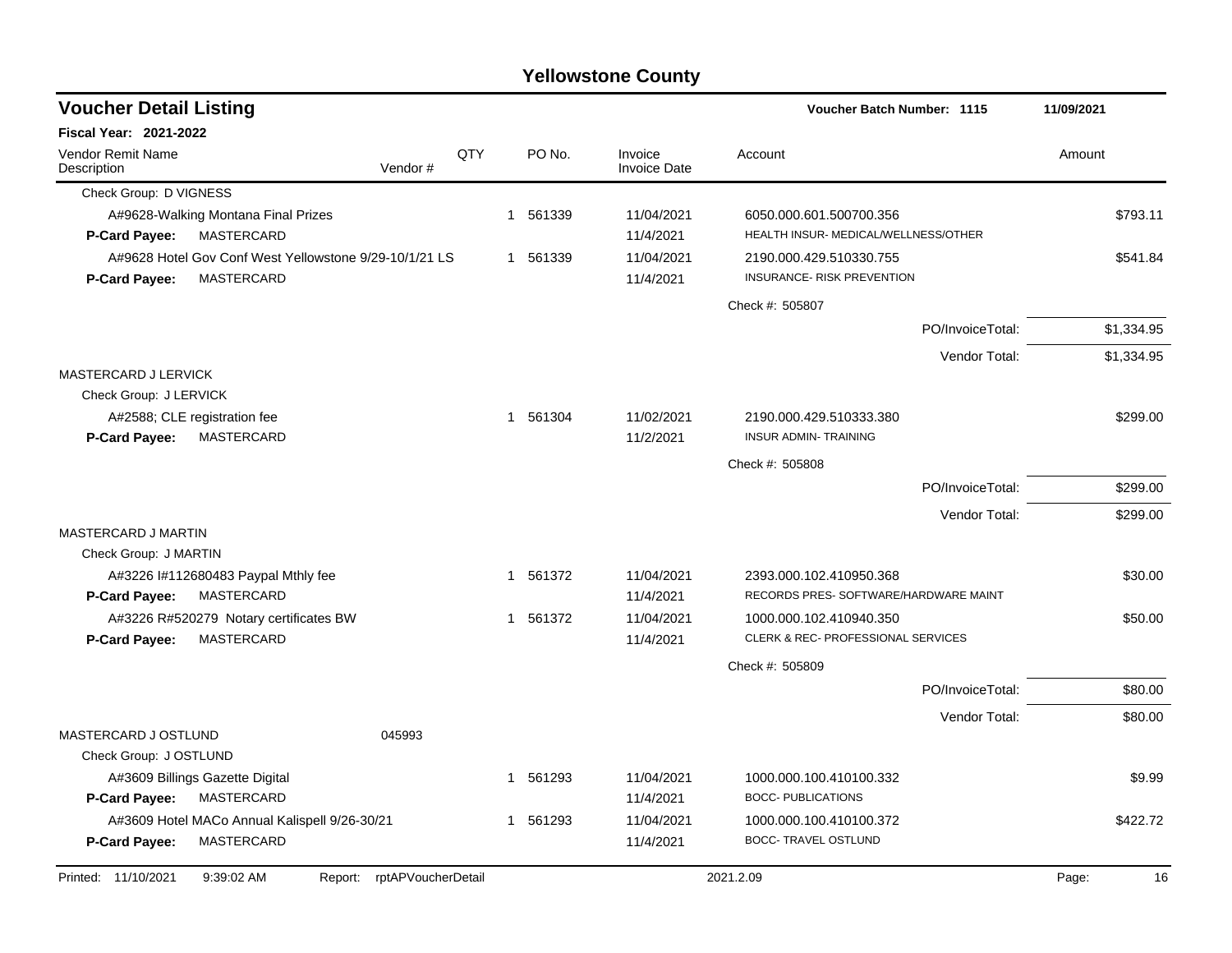# Yellowstone County

## Voucher Detail Listing

**Voucher Batch Number: 1115** — 11/09/2021

**Fiscal Year: 2021-2022**

| Vendor Remit Name / Description | Vendor # | QTY | PO No. | Invoice / Invoice Date | Account | Amount |
|---|---|---|---|---|---|---|
| Check Group: D VIGNESS | | | | | | |
| A#9628-Walking Montana Final Prizes | | 1 | 561339 | 11/04/2021 | 6050.000.601.500700.356 | $793.11 |
| **P-Card Payee:** MASTERCARD | | | | 11/4/2021 | HEALTH INSUR- MEDICAL/WELLNESS/OTHER | |
| A#9628 Hotel Gov Conf West Yellowstone 9/29-10/1/21 LS | | 1 | 561339 | 11/04/2021 | 2190.000.429.510330.755 | $541.84 |
| **P-Card Payee:** MASTERCARD | | | | 11/4/2021 | INSURANCE- RISK PREVENTION | |
| | | | | | Check #: 505807 | |
| | | | | | PO/InvoiceTotal: | $1,334.95 |
| | | | | | Vendor Total: | $1,334.95 |
| MASTERCARD J LERVICK | | | | | | |
| Check Group: J LERVICK | | | | | | |
| A#2588; CLE registration fee | | 1 | 561304 | 11/02/2021 | 2190.000.429.510333.380 | $299.00 |
| **P-Card Payee:** MASTERCARD | | | | 11/2/2021 | INSUR ADMIN- TRAINING | |
| | | | | | Check #: 505808 | |
| | | | | | PO/InvoiceTotal: | $299.00 |
| | | | | | Vendor Total: | $299.00 |
| MASTERCARD J MARTIN | | | | | | |
| Check Group: J MARTIN | | | | | | |
| A#3226 I#112680483 Paypal Mthly fee | | 1 | 561372 | 11/04/2021 | 2393.000.102.410950.368 | $30.00 |
| **P-Card Payee:** MASTERCARD | | | | 11/4/2021 | RECORDS PRES- SOFTWARE/HARDWARE MAINT | |
| A#3226 R#520279 Notary certificates BW | | 1 | 561372 | 11/04/2021 | 1000.000.102.410940.350 | $50.00 |
| **P-Card Payee:** MASTERCARD | | | | 11/4/2021 | CLERK & REC- PROFESSIONAL SERVICES | |
| | | | | | Check #: 505809 | |
| | | | | | PO/InvoiceTotal: | $80.00 |
| | | | | | Vendor Total: | $80.00 |
| MASTERCARD J OSTLUND | 045993 | | | | | |
| Check Group: J OSTLUND | | | | | | |
| A#3609 Billings Gazette Digital | | 1 | 561293 | 11/04/2021 | 1000.000.100.410100.332 | $9.99 |
| **P-Card Payee:** MASTERCARD | | | | 11/4/2021 | BOCC- PUBLICATIONS | |
| A#3609 Hotel MACo Annual Kalispell 9/26-30/21 | | 1 | 561293 | 11/04/2021 | 1000.000.100.410100.372 | $422.72 |
| **P-Card Payee:** MASTERCARD | | | | 11/4/2021 | BOCC- TRAVEL OSTLUND | |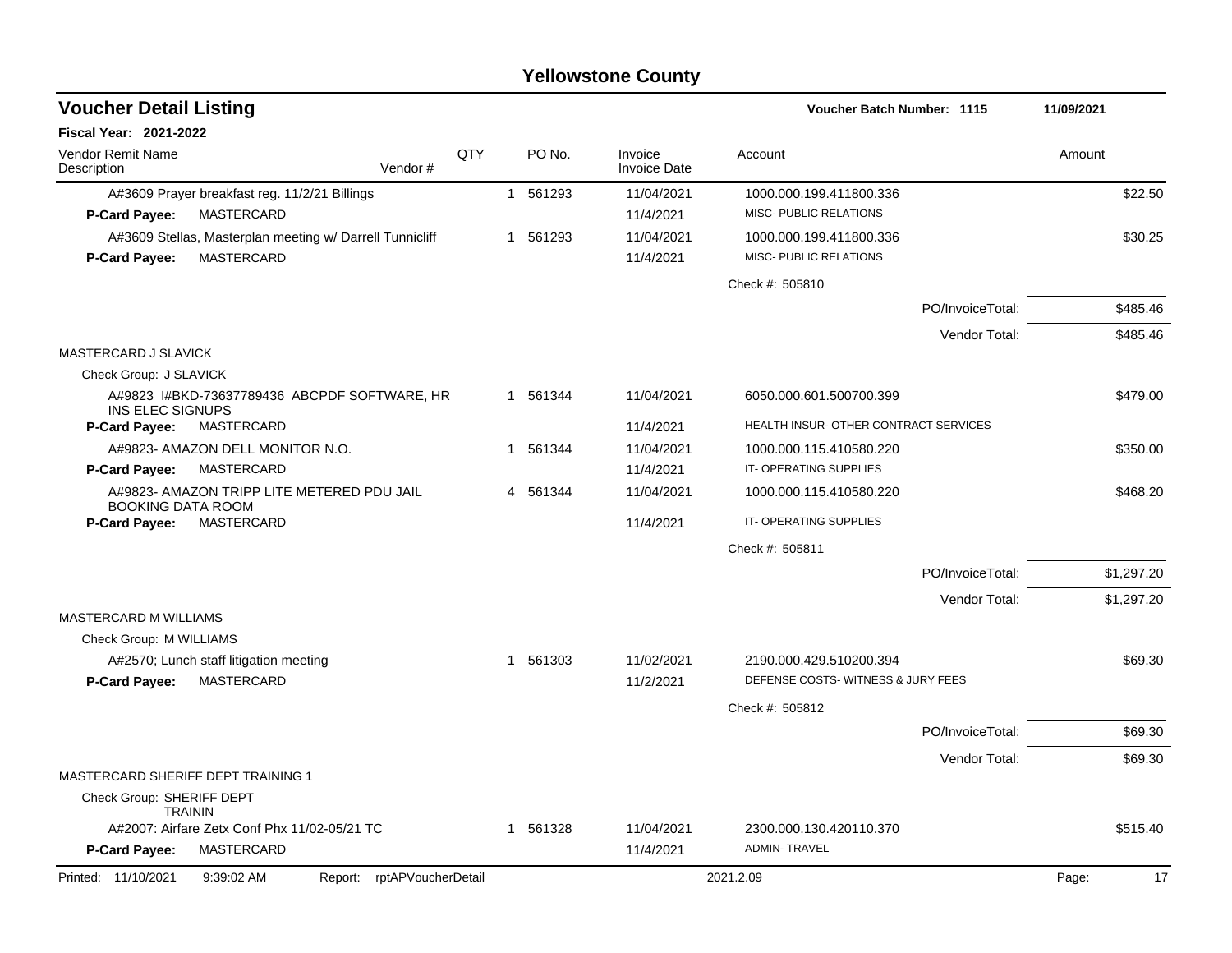# Yellowstone County

## Voucher Detail Listing

**Voucher Batch Number: 1115** — 11/09/2021

**Fiscal Year: 2021-2022**

| Vendor Remit Name / Description | Vendor # | QTY | PO No. | Invoice / Invoice Date | Account | Amount |
|---|---|---|---|---|---|---|
| A#3609 Prayer breakfast reg. 11/2/21 Billings | | 1 | 561293 | 11/04/2021 | 1000.000.199.411800.336 | $22.50 |
| **P-Card Payee:** MASTERCARD | | | | 11/4/2021 | MISC- PUBLIC RELATIONS | |
| A#3609 Stellas, Masterplan meeting w/ Darrell Tunnicliff | | 1 | 561293 | 11/04/2021 | 1000.000.199.411800.336 | $30.25 |
| **P-Card Payee:** MASTERCARD | | | | 11/4/2021 | MISC- PUBLIC RELATIONS | |
| | | | | | Check #: 505810 | |
| | | | | | PO/InvoiceTotal: | $485.46 |
| | | | | | Vendor Total: | $485.46 |
| MASTERCARD J SLAVICK | | | | | | |
| Check Group: J SLAVICK | | | | | | |
| A#9823 I#BKD-73637789436 ABCPDF SOFTWARE, HR INS ELEC SIGNUPS | | 1 | 561344 | 11/04/2021 | 6050.000.601.500700.399 | $479.00 |
| **P-Card Payee:** MASTERCARD | | | | 11/4/2021 | HEALTH INSUR- OTHER CONTRACT SERVICES | |
| A#9823- AMAZON DELL MONITOR N.O. | | 1 | 561344 | 11/04/2021 | 1000.000.115.410580.220 | $350.00 |
| **P-Card Payee:** MASTERCARD | | | | 11/4/2021 | IT- OPERATING SUPPLIES | |
| A#9823- AMAZON TRIPP LITE METERED PDU JAIL BOOKING DATA ROOM | | 4 | 561344 | 11/04/2021 | 1000.000.115.410580.220 | $468.20 |
| **P-Card Payee:** MASTERCARD | | | | 11/4/2021 | IT- OPERATING SUPPLIES | |
| | | | | | Check #: 505811 | |
| | | | | | PO/InvoiceTotal: | $1,297.20 |
| | | | | | Vendor Total: | $1,297.20 |
| MASTERCARD M WILLIAMS | | | | | | |
| Check Group: M WILLIAMS | | | | | | |
| A#2570; Lunch staff litigation meeting | | 1 | 561303 | 11/02/2021 | 2190.000.429.510200.394 | $69.30 |
| **P-Card Payee:** MASTERCARD | | | | 11/2/2021 | DEFENSE COSTS- WITNESS & JURY FEES | |
| | | | | | Check #: 505812 | |
| | | | | | PO/InvoiceTotal: | $69.30 |
| | | | | | Vendor Total: | $69.30 |
| MASTERCARD SHERIFF DEPT TRAINING 1 | | | | | | |
| Check Group: SHERIFF DEPT TRAININ | | | | | | |
| A#2007: Airfare Zetx Conf Phx 11/02-05/21 TC | | 1 | 561328 | 11/04/2021 | 2300.000.130.420110.370 | $515.40 |
| **P-Card Payee:** MASTERCARD | | | | 11/4/2021 | ADMIN- TRAVEL | |

Printed: 11/10/2021 9:39:02 AM Report: rptAPVoucherDetail 2021.2.09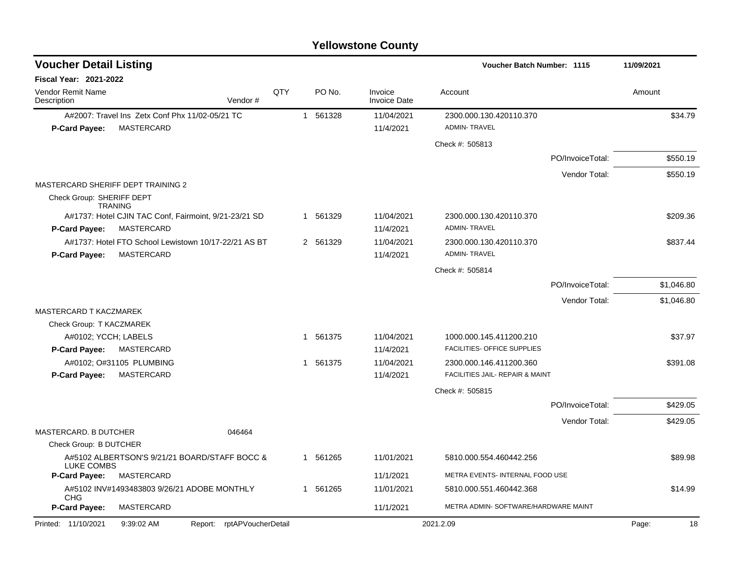# Yellowstone County

## Voucher Detail Listing

**Voucher Batch Number: 1115** — 11/09/2021

**Fiscal Year: 2021-2022**

| Vendor Remit Name / Description | Vendor # | QTY | PO No. | Invoice / Invoice Date | Account | Amount |
|---|---|---|---|---|---|---|
| A#2007: Travel Ins Zetx Conf Phx 11/02-05/21 TC | | 1 | 561328 | 11/04/2021 | 2300.000.130.420110.370 | $34.79 |
| **P-Card Payee:** MASTERCARD | | | | 11/4/2021 | ADMIN- TRAVEL | |
| | | | | | Check #: 505813 | |
| | | | | | PO/InvoiceTotal: | $550.19 |
| | | | | | Vendor Total: | $550.19 |
| MASTERCARD SHERIFF DEPT TRAINING 2 | | | | | | |
| Check Group: SHERIFF DEPT TRANING | | | | | | |
| A#1737: Hotel CJIN TAC Conf, Fairmoint, 9/21-23/21 SD | | 1 | 561329 | 11/04/2021 | 2300.000.130.420110.370 | $209.36 |
| **P-Card Payee:** MASTERCARD | | | | 11/4/2021 | ADMIN- TRAVEL | |
| A#1737: Hotel FTO School Lewistown 10/17-22/21 AS BT | | 2 | 561329 | 11/04/2021 | 2300.000.130.420110.370 | $837.44 |
| **P-Card Payee:** MASTERCARD | | | | 11/4/2021 | ADMIN- TRAVEL | |
| | | | | | Check #: 505814 | |
| | | | | | PO/InvoiceTotal: | $1,046.80 |
| | | | | | Vendor Total: | $1,046.80 |
| MASTERCARD T KACZMAREK | | | | | | |
| Check Group: T KACZMAREK | | | | | | |
| A#0102; YCCH; LABELS | | 1 | 561375 | 11/04/2021 | 1000.000.145.411200.210 | $37.97 |
| **P-Card Payee:** MASTERCARD | | | | 11/4/2021 | FACILITIES- OFFICE SUPPLIES | |
| A#0102; O#31105 PLUMBING | | 1 | 561375 | 11/04/2021 | 2300.000.146.411200.360 | $391.08 |
| **P-Card Payee:** MASTERCARD | | | | 11/4/2021 | FACILITIES JAIL- REPAIR & MAINT | |
| | | | | | Check #: 505815 | |
| | | | | | PO/InvoiceTotal: | $429.05 |
| | | | | | Vendor Total: | $429.05 |
| MASTERCARD. B DUTCHER | 046464 | | | | | |
| Check Group: B DUTCHER | | | | | | |
| A#5102 ALBERTSON'S 9/21/21 BOARD/STAFF BOCC & LUKE COMBS | | 1 | 561265 | 11/01/2021 | 5810.000.554.460442.256 | $89.98 |
| **P-Card Payee:** MASTERCARD | | | | 11/1/2021 | METRA EVENTS- INTERNAL FOOD USE | |
| A#5102 INV#1493483803 9/26/21 ADOBE MONTHLY CHG | | 1 | 561265 | 11/01/2021 | 5810.000.551.460442.368 | $14.99 |
| **P-Card Payee:** MASTERCARD | | | | 11/1/2021 | METRA ADMIN- SOFTWARE/HARDWARE MAINT | |

Printed: 11/10/2021 9:39:02 AM Report: rptAPVoucherDetail 2021.2.09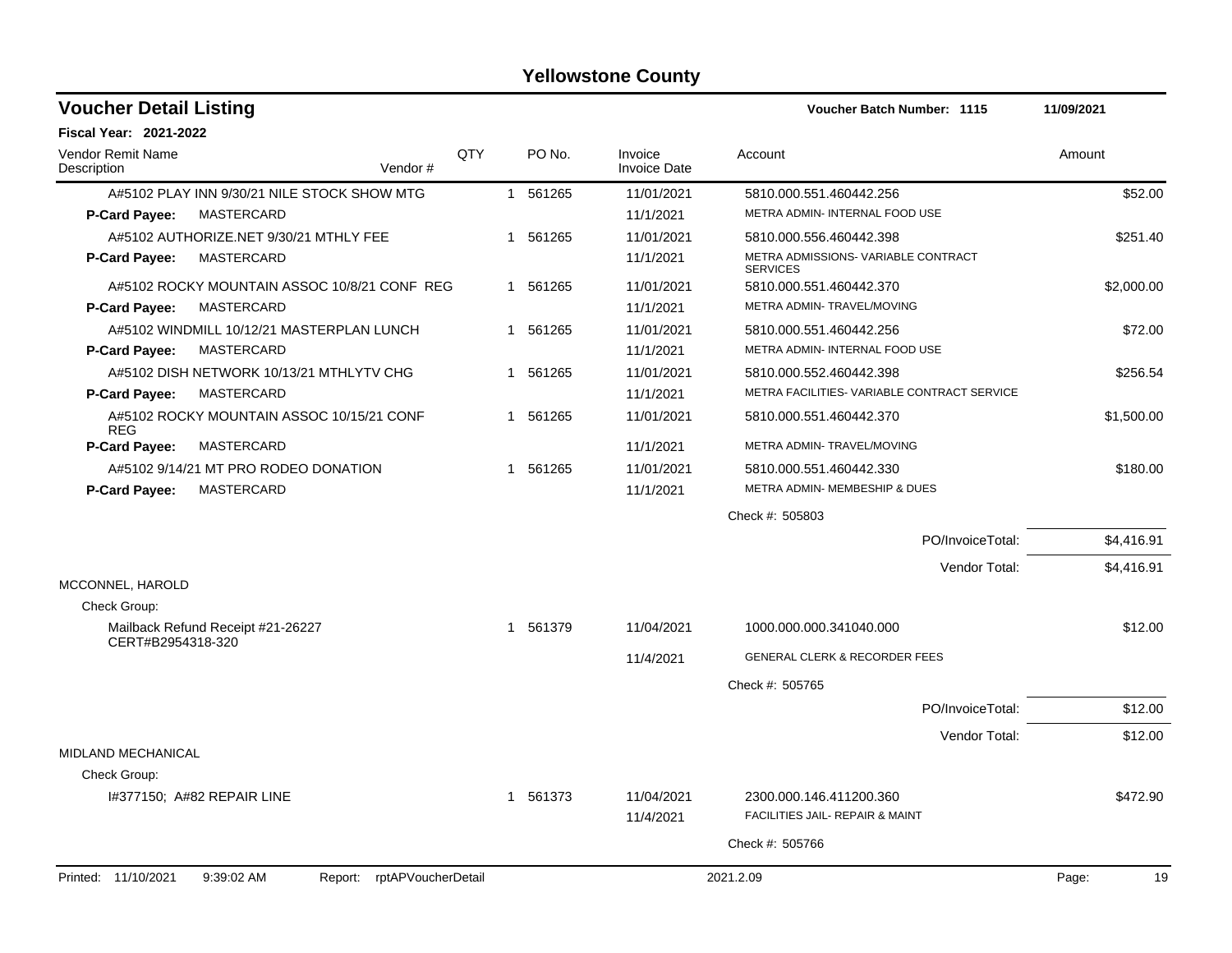## Yellowstone County

### Voucher Detail Listing

**Voucher Batch Number: 1115** 11/09/2021

**Fiscal Year: 2021-2022**

| Vendor Remit Name / Description | Vendor # | QTY | PO No. | Invoice / Invoice Date | Account | Amount |
|---|---|---|---|---|---|---|
| A#5102 PLAY INN 9/30/21 NILE STOCK SHOW MTG | | 1 | 561265 | 11/01/2021 | 5810.000.551.460442.256 | $52.00 |
| **P-Card Payee:** MASTERCARD | | | | 11/1/2021 | METRA ADMIN- INTERNAL FOOD USE | |
| A#5102 AUTHORIZE.NET 9/30/21 MTHLY FEE | | 1 | 561265 | 11/01/2021 | 5810.000.556.460442.398 | $251.40 |
| **P-Card Payee:** MASTERCARD | | | | 11/1/2021 | METRA ADMISSIONS- VARIABLE CONTRACT SERVICES | |
| A#5102 ROCKY MOUNTAIN ASSOC 10/8/21 CONF REG | | 1 | 561265 | 11/01/2021 | 5810.000.551.460442.370 | $2,000.00 |
| **P-Card Payee:** MASTERCARD | | | | 11/1/2021 | METRA ADMIN- TRAVEL/MOVING | |
| A#5102 WINDMILL 10/12/21 MASTERPLAN LUNCH | | 1 | 561265 | 11/01/2021 | 5810.000.551.460442.256 | $72.00 |
| **P-Card Payee:** MASTERCARD | | | | 11/1/2021 | METRA ADMIN- INTERNAL FOOD USE | |
| A#5102 DISH NETWORK 10/13/21 MTHLYTV CHG | | 1 | 561265 | 11/01/2021 | 5810.000.552.460442.398 | $256.54 |
| **P-Card Payee:** MASTERCARD | | | | 11/1/2021 | METRA FACILITIES- VARIABLE CONTRACT SERVICE | |
| A#5102 ROCKY MOUNTAIN ASSOC 10/15/21 CONF REG | | 1 | 561265 | 11/01/2021 | 5810.000.551.460442.370 | $1,500.00 |
| **P-Card Payee:** MASTERCARD | | | | 11/1/2021 | METRA ADMIN- TRAVEL/MOVING | |
| A#5102 9/14/21 MT PRO RODEO DONATION | | 1 | 561265 | 11/01/2021 | 5810.000.551.460442.330 | $180.00 |
| **P-Card Payee:** MASTERCARD | | | | 11/1/2021 | METRA ADMIN- MEMBESHIP & DUES | |
| | | | | | Check #: 505803 | |
| | | | | | PO/InvoiceTotal: | $4,416.91 |
| | | | | | Vendor Total: | $4,416.91 |
| MCCONNEL, HAROLD | | | | | | |
| Check Group: | | | | | | |
| Mailback Refund Receipt #21-26227 CERT#B2954318-320 | | 1 | 561379 | 11/04/2021 | 1000.000.000.341040.000 | $12.00 |
| | | | | 11/4/2021 | GENERAL CLERK & RECORDER FEES | |
| | | | | | Check #: 505765 | |
| | | | | | PO/InvoiceTotal: | $12.00 |
| | | | | | Vendor Total: | $12.00 |
| MIDLAND MECHANICAL | | | | | | |
| Check Group: | | | | | | |
| I#377150; A#82 REPAIR LINE | | 1 | 561373 | 11/04/2021 | 2300.000.146.411200.360 | $472.90 |
| | | | | 11/4/2021 | FACILITIES JAIL- REPAIR & MAINT | |
| | | | | | Check #: 505766 | |

Printed: 11/10/2021 9:39:02 AM Report: rptAPVoucherDetail 2021.2.09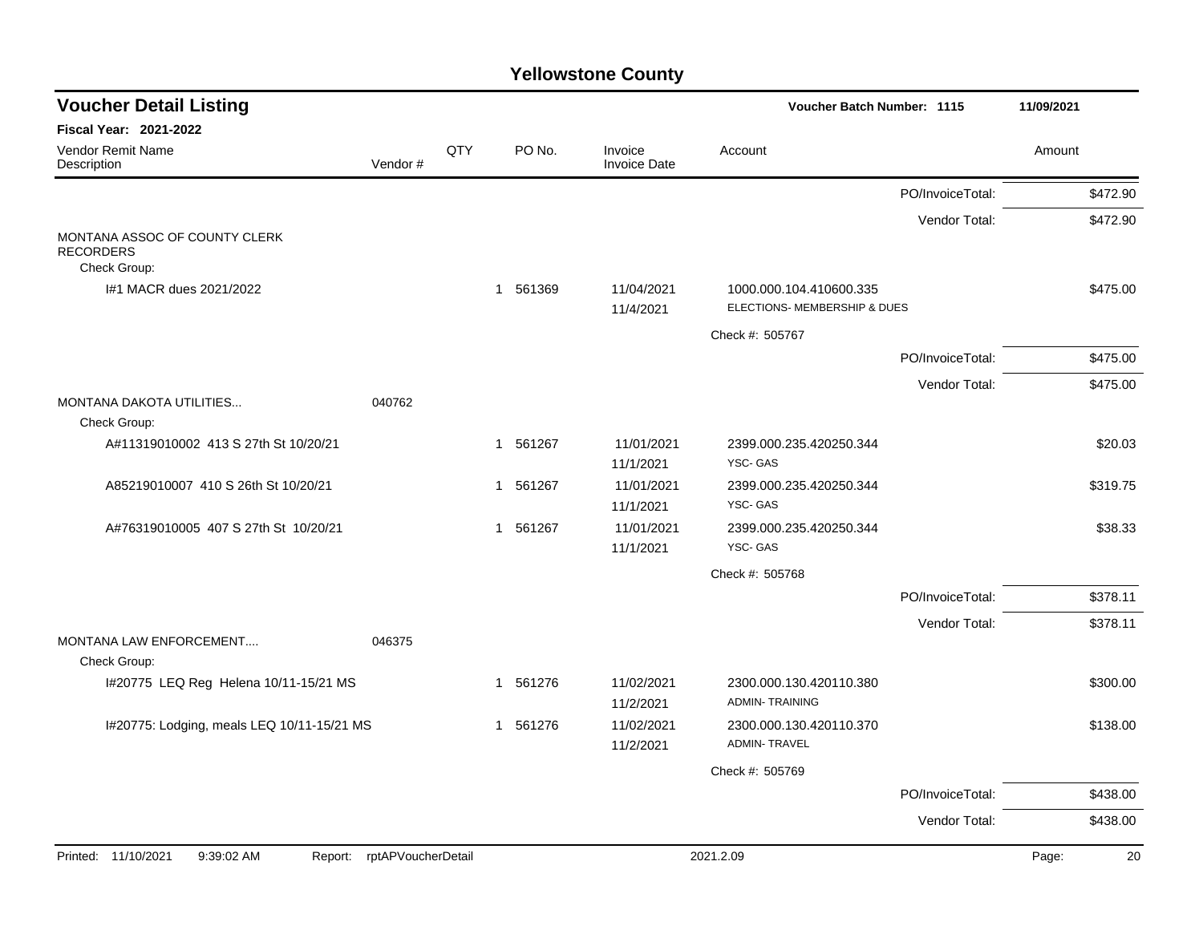# Yellowstone County

## Voucher Detail Listing

**Voucher Batch Number: 1115** — 11/09/2021

**Fiscal Year: 2021-2022**

| Vendor Remit Name / Description | Vendor # | QTY | PO No. | Invoice / Invoice Date | Account | Amount |
|---|---|---|---|---|---|---|
| | | | | | PO/InvoiceTotal: | $472.90 |
| | | | | | Vendor Total: | $472.90 |
| MONTANA ASSOC OF COUNTY CLERK RECORDERS | | | | | | |
| Check Group: | | | | | | |
| I#1 MACR dues 2021/2022 | | 1 | 561369 | 11/04/2021<br>11/4/2021 | 1000.000.104.410600.335<br>ELECTIONS- MEMBERSHIP & DUES | $475.00 |
| | | | | | Check #: 505767 | |
| | | | | | PO/InvoiceTotal: | $475.00 |
| | | | | | Vendor Total: | $475.00 |
| MONTANA DAKOTA UTILITIES... | 040762 | | | | | |
| Check Group: | | | | | | |
| A#11319010002 413 S 27th St 10/20/21 | | 1 | 561267 | 11/01/2021<br>11/1/2021 | 2399.000.235.420250.344<br>YSC- GAS | $20.03 |
| A85219010007 410 S 26th St 10/20/21 | | 1 | 561267 | 11/01/2021<br>11/1/2021 | 2399.000.235.420250.344<br>YSC- GAS | $319.75 |
| A#76319010005 407 S 27th St 10/20/21 | | 1 | 561267 | 11/01/2021<br>11/1/2021 | 2399.000.235.420250.344<br>YSC- GAS | $38.33 |
| | | | | | Check #: 505768 | |
| | | | | | PO/InvoiceTotal: | $378.11 |
| | | | | | Vendor Total: | $378.11 |
| MONTANA LAW ENFORCEMENT.... | 046375 | | | | | |
| Check Group: | | | | | | |
| I#20775 LEQ Reg Helena 10/11-15/21 MS | | 1 | 561276 | 11/02/2021<br>11/2/2021 | 2300.000.130.420110.380<br>ADMIN- TRAINING | $300.00 |
| I#20775: Lodging, meals LEQ 10/11-15/21 MS | | 1 | 561276 | 11/02/2021<br>11/2/2021 | 2300.000.130.420110.370<br>ADMIN- TRAVEL | $138.00 |
| | | | | | Check #: 505769 | |
| | | | | | PO/InvoiceTotal: | $438.00 |
| | | | | | Vendor Total: | $438.00 |

Printed: 11/10/2021 9:39:02 AM Report: rptAPVoucherDetail 2021.2.09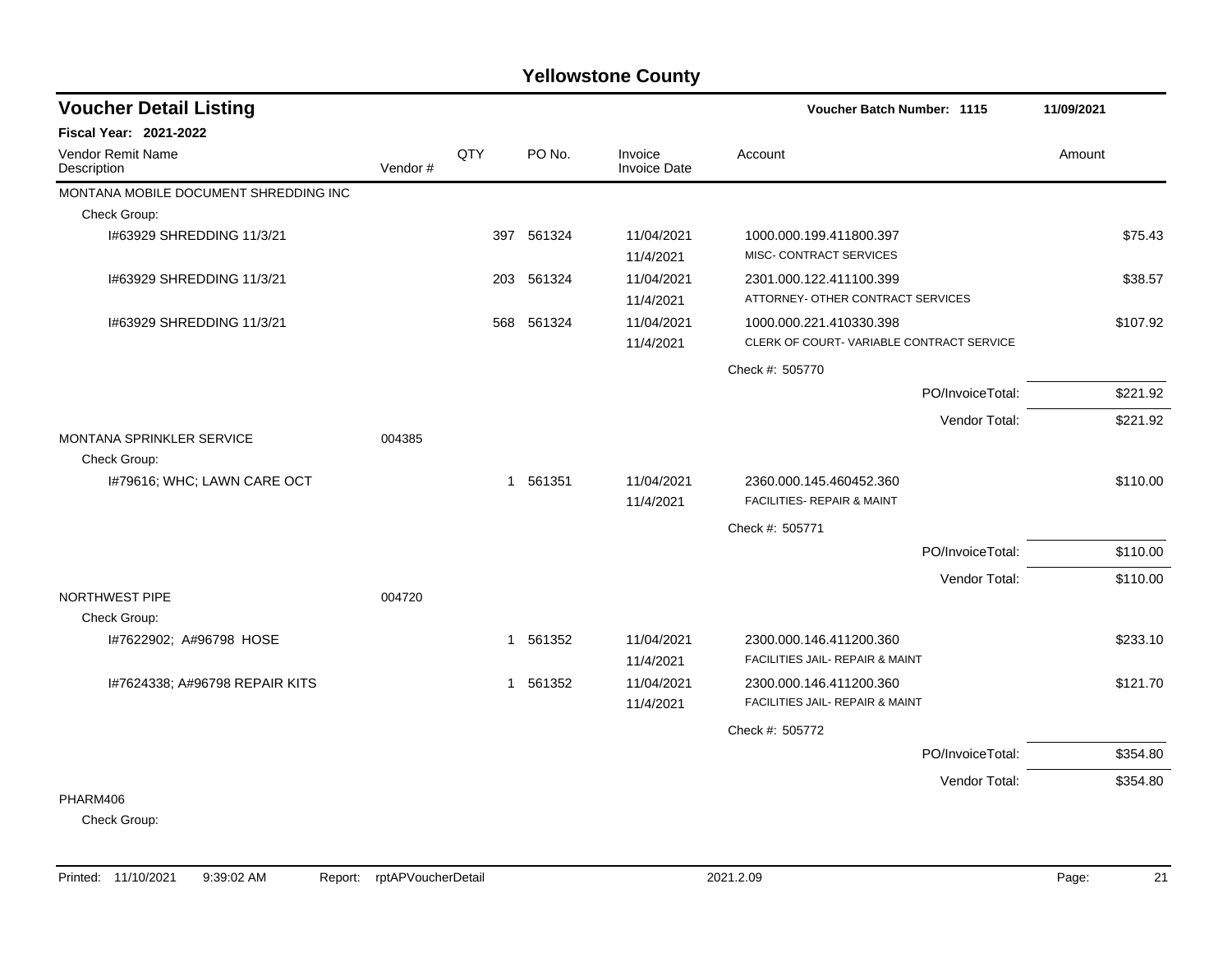# Yellowstone County

## Voucher Detail Listing

**Voucher Batch Number: 1115** — 11/09/2021

**Fiscal Year: 2021-2022**

| Vendor Remit Name / Description | Vendor # | QTY | PO No. | Invoice / Invoice Date | Account | Amount |
|---|---|---|---|---|---|---|
| MONTANA MOBILE DOCUMENT SHREDDING INC | | | | | | |
| Check Group: | | | | | | |
| I#63929 SHREDDING 11/3/21 | | 397 | 561324 | 11/04/2021 / 11/4/2021 | 1000.000.199.411800.397 MISC- CONTRACT SERVICES | $75.43 |
| I#63929 SHREDDING 11/3/21 | | 203 | 561324 | 11/04/2021 / 11/4/2021 | 2301.000.122.411100.399 ATTORNEY- OTHER CONTRACT SERVICES | $38.57 |
| I#63929 SHREDDING 11/3/21 | | 568 | 561324 | 11/04/2021 / 11/4/2021 | 1000.000.221.410330.398 CLERK OF COURT- VARIABLE CONTRACT SERVICE | $107.92 |
| | | | | | Check #: 505770 | |
| | | | | | PO/InvoiceTotal: | $221.92 |
| | | | | | Vendor Total: | $221.92 |
| MONTANA SPRINKLER SERVICE | 004385 | | | | | |
| Check Group: | | | | | | |
| I#79616; WHC; LAWN CARE OCT | | 1 | 561351 | 11/04/2021 / 11/4/2021 | 2360.000.145.460452.360 FACILITIES- REPAIR & MAINT | $110.00 |
| | | | | | Check #: 505771 | |
| | | | | | PO/InvoiceTotal: | $110.00 |
| | | | | | Vendor Total: | $110.00 |
| NORTHWEST PIPE | 004720 | | | | | |
| Check Group: | | | | | | |
| I#7622902; A#96798 HOSE | | 1 | 561352 | 11/04/2021 / 11/4/2021 | 2300.000.146.411200.360 FACILITIES JAIL- REPAIR & MAINT | $233.10 |
| I#7624338; A#96798 REPAIR KITS | | 1 | 561352 | 11/04/2021 / 11/4/2021 | 2300.000.146.411200.360 FACILITIES JAIL- REPAIR & MAINT | $121.70 |
| | | | | | Check #: 505772 | |
| | | | | | PO/InvoiceTotal: | $354.80 |
| | | | | | Vendor Total: | $354.80 |
| PHARM406 | | | | | | |
| Check Group: | | | | | | |

Printed: 11/10/2021 9:39:02 AM Report: rptAPVoucherDetail 2021.2.09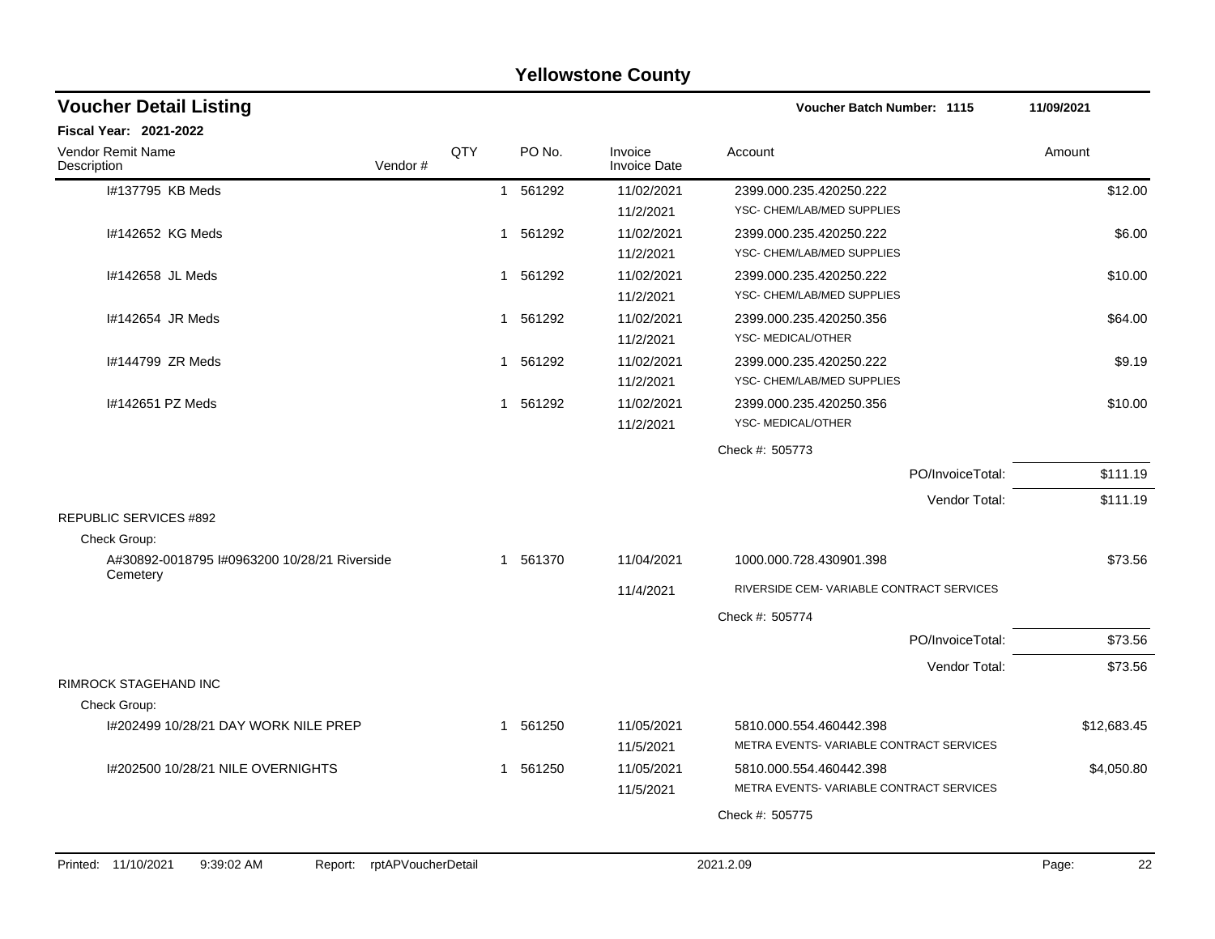# Yellowstone County

## Voucher Detail Listing

**Voucher Batch Number: 1115** — 11/09/2021

**Fiscal Year: 2021-2022**

| Vendor Remit Name / Description | Vendor # | QTY | PO No. | Invoice / Invoice Date | Account | Amount |
|---|---|---|---|---|---|---|
| I#137795 KB Meds | | 1 | 561292 | 11/02/2021<br>11/2/2021 | 2399.000.235.420250.222<br>YSC- CHEM/LAB/MED SUPPLIES | $12.00 |
| I#142652 KG Meds | | 1 | 561292 | 11/02/2021<br>11/2/2021 | 2399.000.235.420250.222<br>YSC- CHEM/LAB/MED SUPPLIES | $6.00 |
| I#142658 JL Meds | | 1 | 561292 | 11/02/2021<br>11/2/2021 | 2399.000.235.420250.222<br>YSC- CHEM/LAB/MED SUPPLIES | $10.00 |
| I#142654 JR Meds | | 1 | 561292 | 11/02/2021<br>11/2/2021 | 2399.000.235.420250.356<br>YSC- MEDICAL/OTHER | $64.00 |
| I#144799 ZR Meds | | 1 | 561292 | 11/02/2021<br>11/2/2021 | 2399.000.235.420250.222<br>YSC- CHEM/LAB/MED SUPPLIES | $9.19 |
| I#142651 PZ Meds | | 1 | 561292 | 11/02/2021<br>11/2/2021 | 2399.000.235.420250.356<br>YSC- MEDICAL/OTHER | $10.00 |
| | | | | | Check #: 505773 | |
| | | | | | PO/InvoiceTotal: | $111.19 |
| | | | | | Vendor Total: | $111.19 |
| **REPUBLIC SERVICES #892** | | | | | | |
| Check Group: | | | | | | |
| A#30892-0018795 I#0963200 10/28/21 Riverside Cemetery | | 1 | 561370 | 11/04/2021<br>11/4/2021 | 1000.000.728.430901.398<br>RIVERSIDE CEM- VARIABLE CONTRACT SERVICES | $73.56 |
| | | | | | Check #: 505774 | |
| | | | | | PO/InvoiceTotal: | $73.56 |
| | | | | | Vendor Total: | $73.56 |
| **RIMROCK STAGEHAND INC** | | | | | | |
| Check Group: | | | | | | |
| I#202499 10/28/21 DAY WORK NILE PREP | | 1 | 561250 | 11/05/2021<br>11/5/2021 | 5810.000.554.460442.398<br>METRA EVENTS- VARIABLE CONTRACT SERVICES | $12,683.45 |
| I#202500 10/28/21 NILE OVERNIGHTS | | 1 | 561250 | 11/05/2021<br>11/5/2021 | 5810.000.554.460442.398<br>METRA EVENTS- VARIABLE CONTRACT SERVICES | $4,050.80 |
| | | | | | Check #: 505775 | |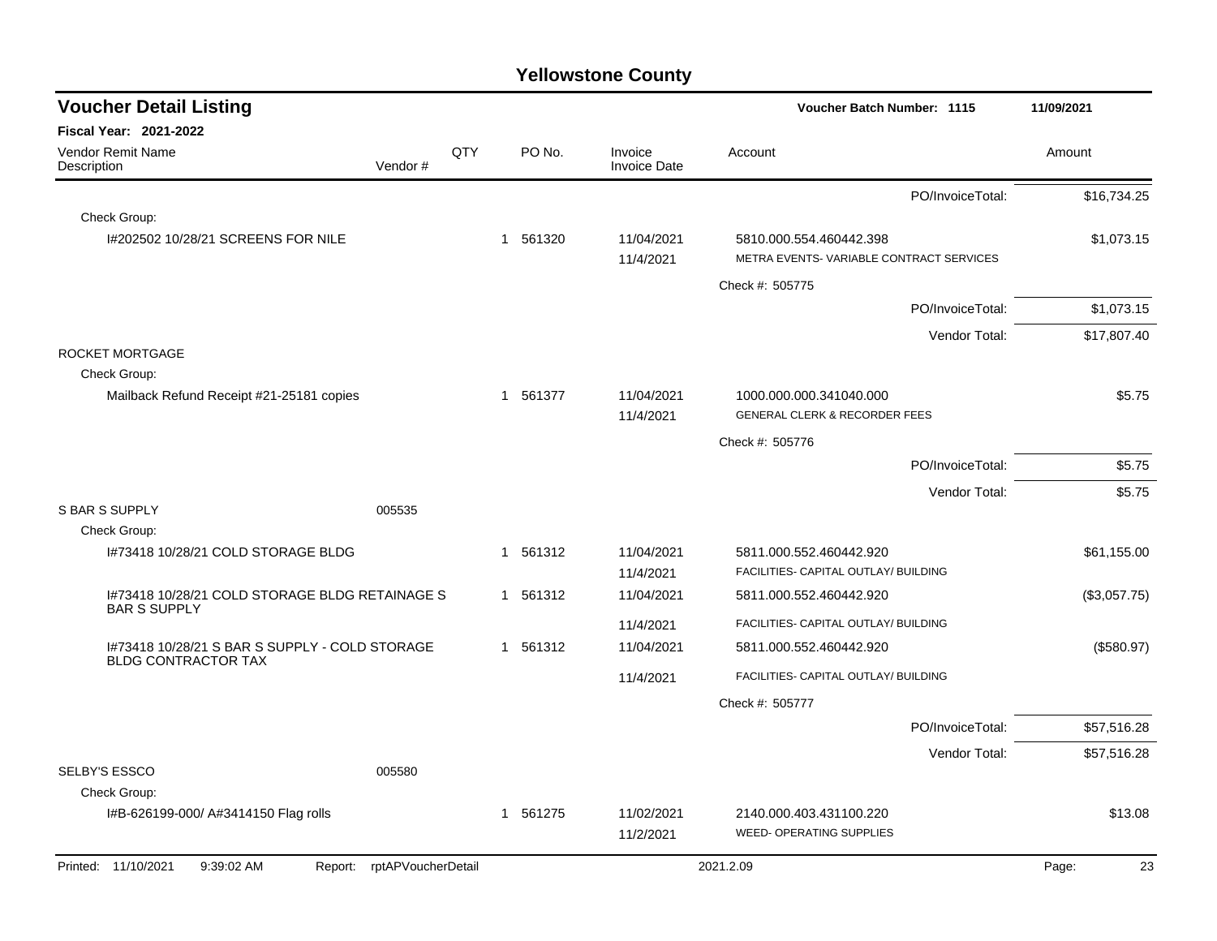# Yellowstone County

## Voucher Detail Listing

**Voucher Batch Number: 1115** — 11/09/2021

**Fiscal Year: 2021-2022**

| Vendor Remit Name / Description | Vendor # | QTY | PO No. | Invoice / Invoice Date | Account | Amount |
|---|---|---|---|---|---|---|
| | | | | | PO/InvoiceTotal: | $16,734.25 |
| Check Group: | | | | | | |
| I#202502 10/28/21 SCREENS FOR NILE | | 1 | 561320 | 11/04/2021 | 5810.000.554.460442.398 | $1,073.15 |
| | | | | 11/4/2021 | METRA EVENTS- VARIABLE CONTRACT SERVICES | |
| | | | | | Check #: 505775 | |
| | | | | | PO/InvoiceTotal: | $1,073.15 |
| | | | | | Vendor Total: | $17,807.40 |
| ROCKET MORTGAGE | | | | | | |
| Check Group: | | | | | | |
| Mailback Refund Receipt #21-25181 copies | | 1 | 561377 | 11/04/2021 | 1000.000.000.341040.000 | $5.75 |
| | | | | 11/4/2021 | GENERAL CLERK & RECORDER FEES | |
| | | | | | Check #: 505776 | |
| | | | | | PO/InvoiceTotal: | $5.75 |
| | | | | | Vendor Total: | $5.75 |
| S BAR S SUPPLY | 005535 | | | | | |
| Check Group: | | | | | | |
| I#73418 10/28/21 COLD STORAGE BLDG | | 1 | 561312 | 11/04/2021 | 5811.000.552.460442.920 | $61,155.00 |
| | | | | 11/4/2021 | FACILITIES- CAPITAL OUTLAY/ BUILDING | |
| I#73418 10/28/21 COLD STORAGE BLDG RETAINAGE S BAR S SUPPLY | | 1 | 561312 | 11/04/2021 | 5811.000.552.460442.920 | ($3,057.75) |
| | | | | 11/4/2021 | FACILITIES- CAPITAL OUTLAY/ BUILDING | |
| I#73418 10/28/21 S BAR S SUPPLY - COLD STORAGE BLDG CONTRACTOR TAX | | 1 | 561312 | 11/04/2021 | 5811.000.552.460442.920 | ($580.97) |
| | | | | 11/4/2021 | FACILITIES- CAPITAL OUTLAY/ BUILDING | |
| | | | | | Check #: 505777 | |
| | | | | | PO/InvoiceTotal: | $57,516.28 |
| | | | | | Vendor Total: | $57,516.28 |
| SELBY'S ESSCO | 005580 | | | | | |
| Check Group: | | | | | | |
| I#B-626199-000/ A#3414150 Flag rolls | | 1 | 561275 | 11/02/2021 | 2140.000.403.431100.220 | $13.08 |
| | | | | 11/2/2021 | WEED- OPERATING SUPPLIES | |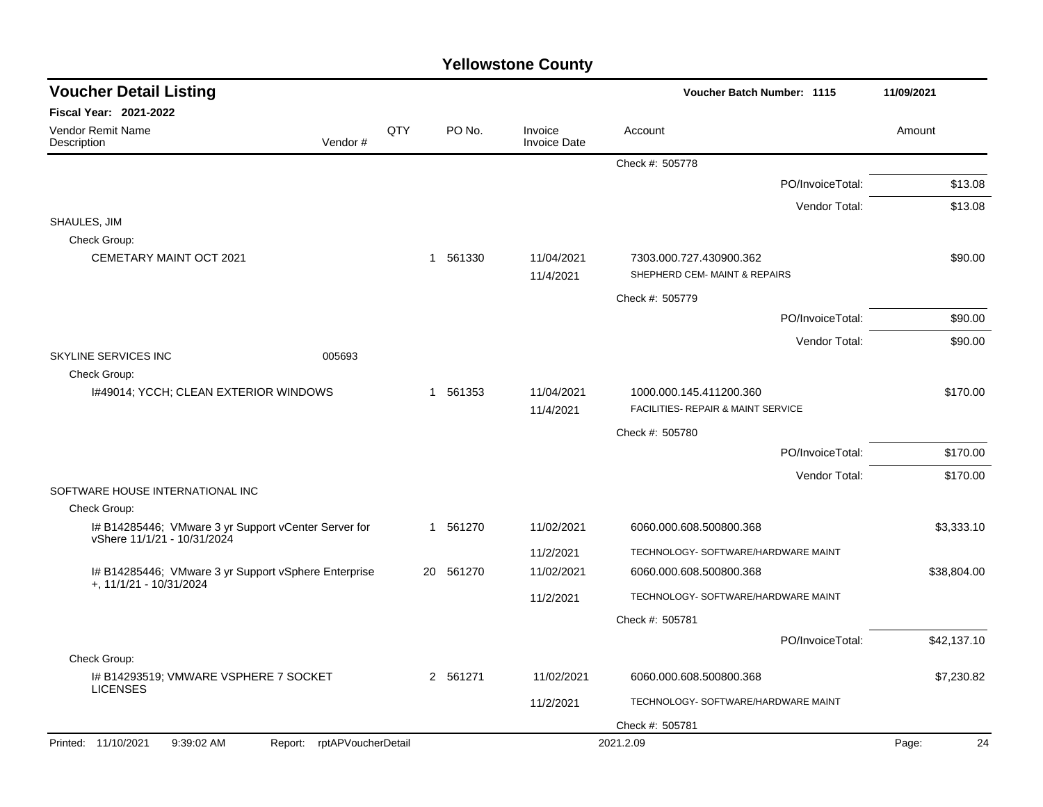# Yellowstone County

## Voucher Detail Listing

**Voucher Batch Number: 1115** 11/09/2021

**Fiscal Year: 2021-2022**

| Vendor Remit Name / Description | Vendor # | QTY | PO No. | Invoice / Invoice Date | Account | Amount |
|---|---|---|---|---|---|---|
| | | | | | Check #: 505778 | |
| | | | | | PO/InvoiceTotal: | $13.08 |
| | | | | | Vendor Total: | $13.08 |
| SHAULES, JIM | | | | | | |
| Check Group: | | | | | | |
| CEMETARY MAINT OCT 2021 | | 1 | 561330 | 11/04/2021 | 7303.000.727.430900.362 | $90.00 |
| | | | | 11/4/2021 | SHEPHERD CEM- MAINT & REPAIRS | |
| | | | | | Check #: 505779 | |
| | | | | | PO/InvoiceTotal: | $90.00 |
| | | | | | Vendor Total: | $90.00 |
| SKYLINE SERVICES INC | 005693 | | | | | |
| Check Group: | | | | | | |
| I#49014; YCCH; CLEAN EXTERIOR WINDOWS | | 1 | 561353 | 11/04/2021 | 1000.000.145.411200.360 | $170.00 |
| | | | | 11/4/2021 | FACILITIES- REPAIR & MAINT SERVICE | |
| | | | | | Check #: 505780 | |
| | | | | | PO/InvoiceTotal: | $170.00 |
| | | | | | Vendor Total: | $170.00 |
| SOFTWARE HOUSE INTERNATIONAL INC | | | | | | |
| Check Group: | | | | | | |
| I# B14285446; VMware 3 yr Support vCenter Server for vShere 11/1/21 - 10/31/2024 | | 1 | 561270 | 11/02/2021 | 6060.000.608.500800.368 | $3,333.10 |
| | | | | 11/2/2021 | TECHNOLOGY- SOFTWARE/HARDWARE MAINT | |
| I# B14285446; VMware 3 yr Support vSphere Enterprise +, 11/1/21 - 10/31/2024 | | 20 | 561270 | 11/02/2021 | 6060.000.608.500800.368 | $38,804.00 |
| | | | | 11/2/2021 | TECHNOLOGY- SOFTWARE/HARDWARE MAINT | |
| | | | | | Check #: 505781 | |
| | | | | | PO/InvoiceTotal: | $42,137.10 |
| Check Group: | | | | | | |
| I# B14293519; VMWARE VSPHERE 7 SOCKET LICENSES | | 2 | 561271 | 11/02/2021 | 6060.000.608.500800.368 | $7,230.82 |
| | | | | 11/2/2021 | TECHNOLOGY- SOFTWARE/HARDWARE MAINT | |
| | | | | | Check #: 505781 | |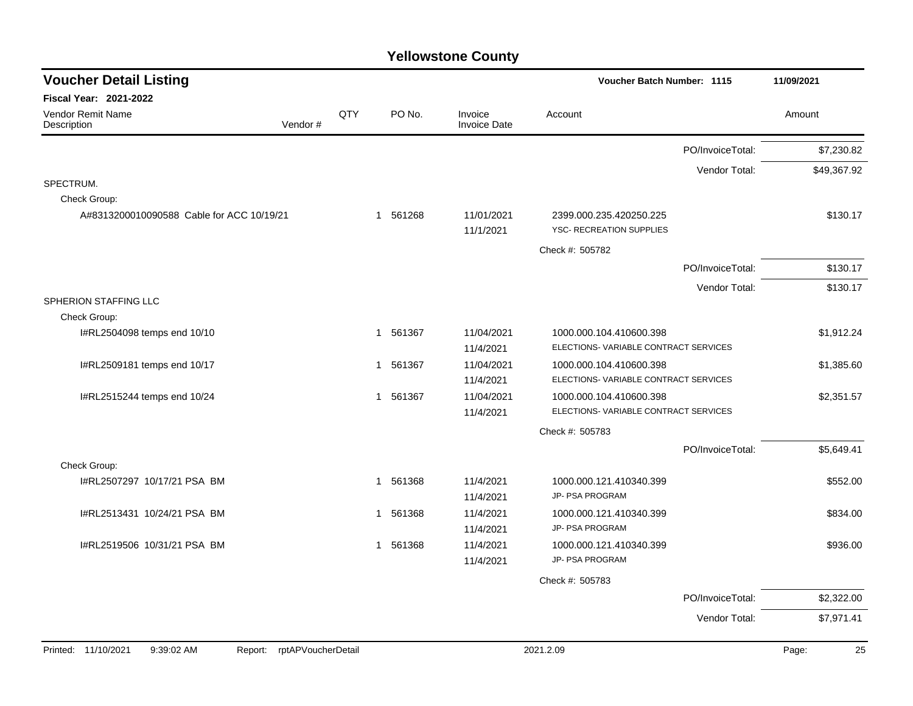# Yellowstone County

## Voucher Detail Listing

**Voucher Batch Number: 1115** | 11/09/2021

**Fiscal Year: 2021-2022**

| Vendor Remit Name / Description | Vendor # | QTY | PO No. | Invoice / Invoice Date | Account | Amount |
|---|---|---|---|---|---|---|
| | | | | | PO/InvoiceTotal: | $7,230.82 |
| | | | | | Vendor Total: | $49,367.92 |
| SPECTRUM. | | | | | | |
| Check Group: | | | | | | |
| A#8313200010090588 Cable for ACC 10/19/21 | | 1 | 561268 | 11/01/2021 11/1/2021 | 2399.000.235.420250.225 YSC- RECREATION SUPPLIES | $130.17 |
| | | | | | Check #: 505782 | |
| | | | | | PO/InvoiceTotal: | $130.17 |
| | | | | | Vendor Total: | $130.17 |
| SPHERION STAFFING LLC | | | | | | |
| Check Group: | | | | | | |
| I#RL2504098 temps end 10/10 | | 1 | 561367 | 11/04/2021 11/4/2021 | 1000.000.104.410600.398 ELECTIONS- VARIABLE CONTRACT SERVICES | $1,912.24 |
| I#RL2509181 temps end 10/17 | | 1 | 561367 | 11/04/2021 11/4/2021 | 1000.000.104.410600.398 ELECTIONS- VARIABLE CONTRACT SERVICES | $1,385.60 |
| I#RL2515244 temps end 10/24 | | 1 | 561367 | 11/04/2021 11/4/2021 | 1000.000.104.410600.398 ELECTIONS- VARIABLE CONTRACT SERVICES | $2,351.57 |
| | | | | | Check #: 505783 | |
| | | | | | PO/InvoiceTotal: | $5,649.41 |
| Check Group: | | | | | | |
| I#RL2507297 10/17/21 PSA BM | | 1 | 561368 | 11/4/2021 11/4/2021 | 1000.000.121.410340.399 JP- PSA PROGRAM | $552.00 |
| I#RL2513431 10/24/21 PSA BM | | 1 | 561368 | 11/4/2021 11/4/2021 | 1000.000.121.410340.399 JP- PSA PROGRAM | $834.00 |
| I#RL2519506 10/31/21 PSA BM | | 1 | 561368 | 11/4/2021 11/4/2021 | 1000.000.121.410340.399 JP- PSA PROGRAM | $936.00 |
| | | | | | Check #: 505783 | |
| | | | | | PO/InvoiceTotal: | $2,322.00 |
| | | | | | Vendor Total: | $7,971.41 |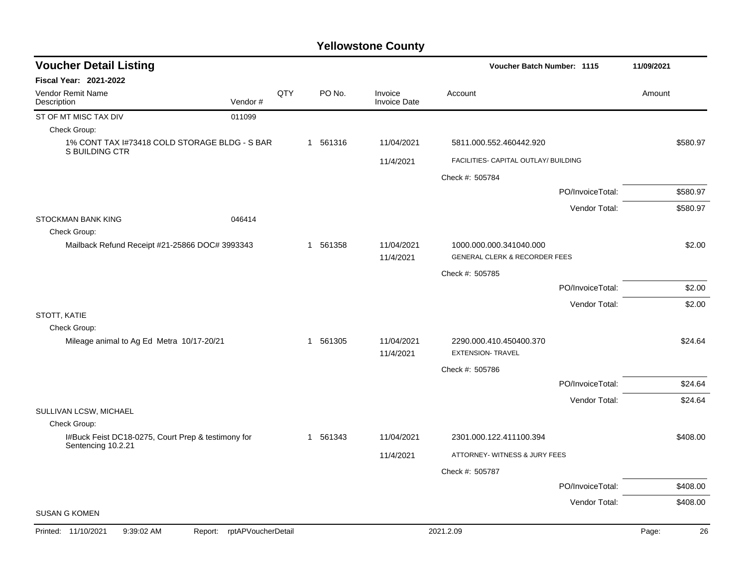# Yellowstone County

## Voucher Detail Listing

**Voucher Batch Number: 1115** 11/09/2021

**Fiscal Year: 2021-2022**

| Vendor Remit Name / Description | Vendor # | QTY | PO No. | Invoice / Invoice Date | Account | Amount |
|---|---|---|---|---|---|---|
| ST OF MT MISC TAX DIV | 011099 | | | | | |
| Check Group: | | | | | | |
| 1% CONT TAX I#73418 COLD STORAGE BLDG - S BAR S BUILDING CTR | | 1 | 561316 | 11/04/2021 | 5811.000.552.460442.920 | $580.97 |
| | | | | 11/4/2021 | FACILITIES- CAPITAL OUTLAY/ BUILDING | |
| | | | | | Check #: 505784 | |
| | | | | | PO/InvoiceTotal: | $580.97 |
| | | | | | Vendor Total: | $580.97 |
| STOCKMAN BANK KING | 046414 | | | | | |
| Check Group: | | | | | | |
| Mailback Refund Receipt #21-25866 DOC# 3993343 | | 1 | 561358 | 11/04/2021 | 1000.000.000.341040.000 | $2.00 |
| | | | | 11/4/2021 | GENERAL CLERK & RECORDER FEES | |
| | | | | | Check #: 505785 | |
| | | | | | PO/InvoiceTotal: | $2.00 |
| | | | | | Vendor Total: | $2.00 |
| STOTT, KATIE | | | | | | |
| Check Group: | | | | | | |
| Mileage animal to Ag Ed Metra 10/17-20/21 | | 1 | 561305 | 11/04/2021 | 2290.000.410.450400.370 | $24.64 |
| | | | | 11/4/2021 | EXTENSION- TRAVEL | |
| | | | | | Check #: 505786 | |
| | | | | | PO/InvoiceTotal: | $24.64 |
| | | | | | Vendor Total: | $24.64 |
| SULLIVAN LCSW, MICHAEL | | | | | | |
| Check Group: | | | | | | |
| I#Buck Feist DC18-0275, Court Prep & testimony for Sentencing 10.2.21 | | 1 | 561343 | 11/04/2021 | 2301.000.122.411100.394 | $408.00 |
| | | | | 11/4/2021 | ATTORNEY- WITNESS & JURY FEES | |
| | | | | | Check #: 505787 | |
| | | | | | PO/InvoiceTotal: | $408.00 |
| | | | | | Vendor Total: | $408.00 |
| SUSAN G KOMEN | | | | | | |

Printed: 11/10/2021 9:39:02 AM Report: rptAPVoucherDetail 2021.2.09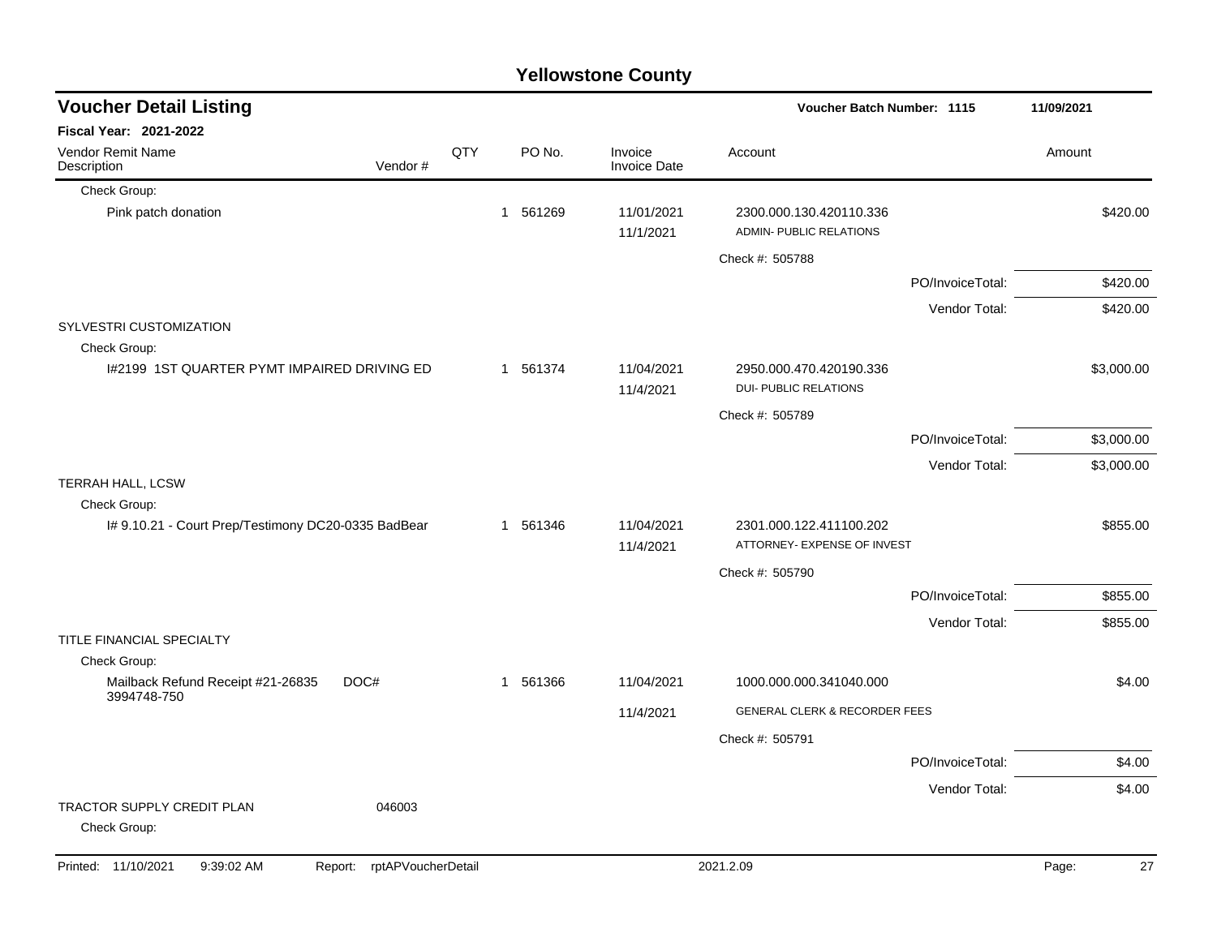# Yellowstone County

## Voucher Detail Listing

**Voucher Batch Number: 1115** — 11/09/2021

**Fiscal Year: 2021-2022**

| Vendor Remit Name / Description | Vendor # | QTY | PO No. | Invoice / Invoice Date | Account | Amount |
|---|---|---|---|---|---|---|
| Check Group: | | | | | | |
| Pink patch donation | | 1 | 561269 | 11/01/2021<br>11/1/2021 | 2300.000.130.420110.336<br>ADMIN- PUBLIC RELATIONS | $420.00 |
| | | | | | Check #: 505788 | |
| | | | | | PO/InvoiceTotal: | $420.00 |
| | | | | | Vendor Total: | $420.00 |
| SYLVESTRI CUSTOMIZATION | | | | | | |
| Check Group: | | | | | | |
| I#2199 1ST QUARTER PYMT IMPAIRED DRIVING ED | | 1 | 561374 | 11/04/2021<br>11/4/2021 | 2950.000.470.420190.336<br>DUI- PUBLIC RELATIONS | $3,000.00 |
| | | | | | Check #: 505789 | |
| | | | | | PO/InvoiceTotal: | $3,000.00 |
| | | | | | Vendor Total: | $3,000.00 |
| TERRAH HALL, LCSW | | | | | | |
| Check Group: | | | | | | |
| I# 9.10.21 - Court Prep/Testimony DC20-0335 BadBear | | 1 | 561346 | 11/04/2021<br>11/4/2021 | 2301.000.122.411100.202<br>ATTORNEY- EXPENSE OF INVEST | $855.00 |
| | | | | | Check #: 505790 | |
| | | | | | PO/InvoiceTotal: | $855.00 |
| | | | | | Vendor Total: | $855.00 |
| TITLE FINANCIAL SPECIALTY | | | | | | |
| Check Group: | | | | | | |
| Mailback Refund Receipt #21-26835 DOC# 3994748-750 | | 1 | 561366 | 11/04/2021<br>11/4/2021 | 1000.000.000.341040.000<br>GENERAL CLERK & RECORDER FEES | $4.00 |
| | | | | | Check #: 505791 | |
| | | | | | PO/InvoiceTotal: | $4.00 |
| | | | | | Vendor Total: | $4.00 |
| TRACTOR SUPPLY CREDIT PLAN | 046003 | | | | | |
| Check Group: | | | | | | |

Printed: 11/10/2021 9:39:02 AM Report: rptAPVoucherDetail 2021.2.09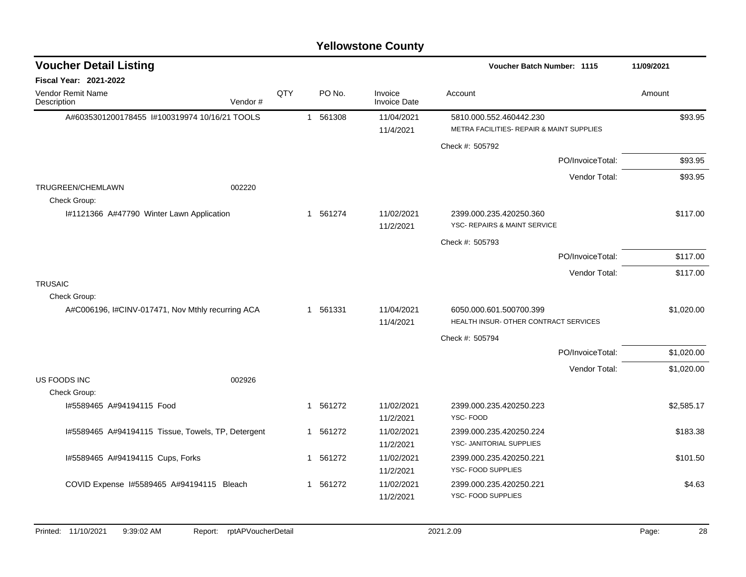# Yellowstone County

## Voucher Detail Listing

**Voucher Batch Number: 1115** — 11/09/2021

**Fiscal Year: 2021-2022**

| Vendor Remit Name / Description | Vendor # | QTY | PO No. | Invoice / Invoice Date | Account | Amount |
|---|---|---|---|---|---|---|
| A#6035301200178455 I#100319974 10/16/21 TOOLS | | 1 | 561308 | 11/04/2021 / 11/4/2021 | 5810.000.552.460442.230 METRA FACILITIES- REPAIR & MAINT SUPPLIES | $93.95 |
| | | | | | Check #: 505792 | |
| | | | | | PO/InvoiceTotal: | $93.95 |
| | | | | | Vendor Total: | $93.95 |
| TRUGREEN/CHEMLAWN | 002220 | | | | | |
| Check Group: | | | | | | |
| I#1121366 A#47790 Winter Lawn Application | | 1 | 561274 | 11/02/2021 / 11/2/2021 | 2399.000.235.420250.360 YSC- REPAIRS & MAINT SERVICE | $117.00 |
| | | | | | Check #: 505793 | |
| | | | | | PO/InvoiceTotal: | $117.00 |
| | | | | | Vendor Total: | $117.00 |
| TRUSAIC | | | | | | |
| Check Group: | | | | | | |
| A#C006196, I#CINV-017471, Nov Mthly recurring ACA | | 1 | 561331 | 11/04/2021 / 11/4/2021 | 6050.000.601.500700.399 HEALTH INSUR- OTHER CONTRACT SERVICES | $1,020.00 |
| | | | | | Check #: 505794 | |
| | | | | | PO/InvoiceTotal: | $1,020.00 |
| | | | | | Vendor Total: | $1,020.00 |
| US FOODS INC | 002926 | | | | | |
| Check Group: | | | | | | |
| I#5589465 A#94194115 Food | | 1 | 561272 | 11/02/2021 / 11/2/2021 | 2399.000.235.420250.223 YSC- FOOD | $2,585.17 |
| I#5589465 A#94194115 Tissue, Towels, TP, Detergent | | 1 | 561272 | 11/02/2021 / 11/2/2021 | 2399.000.235.420250.224 YSC- JANITORIAL SUPPLIES | $183.38 |
| I#5589465 A#94194115 Cups, Forks | | 1 | 561272 | 11/02/2021 / 11/2/2021 | 2399.000.235.420250.221 YSC- FOOD SUPPLIES | $101.50 |
| COVID Expense I#5589465 A#94194115 Bleach | | 1 | 561272 | 11/02/2021 / 11/2/2021 | 2399.000.235.420250.221 YSC- FOOD SUPPLIES | $4.63 |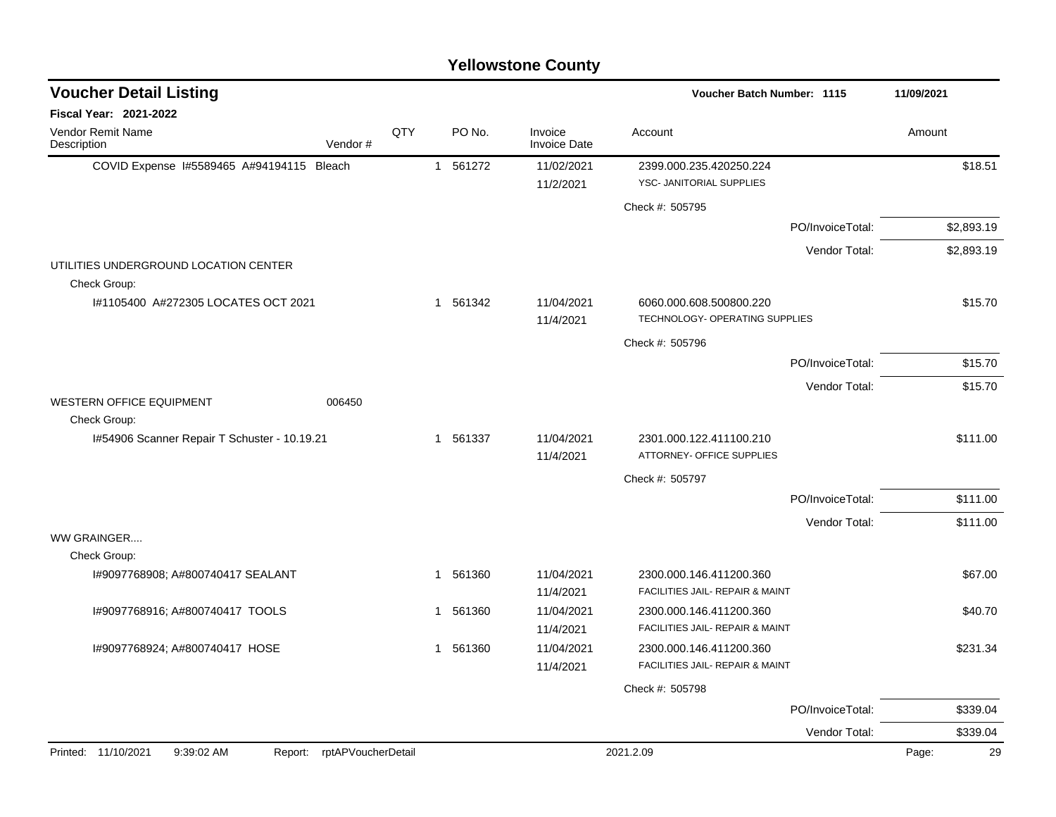## Yellowstone County

### Voucher Detail Listing

**Voucher Batch Number: 1115** — 11/09/2021

**Fiscal Year: 2021-2022**

| Vendor Remit Name / Description | Vendor # | QTY | PO No. | Invoice / Invoice Date | Account | Amount |
|---|---|---|---|---|---|---|
| COVID Expense I#5589465 A#94194115 Bleach | | 1 | 561272 | 11/02/2021 / 11/2/2021 | 2399.000.235.420250.224 YSC- JANITORIAL SUPPLIES | $18.51 |
| | | | | | Check #: 505795 | |
| | | | | | PO/InvoiceTotal: | $2,893.19 |
| | | | | | Vendor Total: | $2,893.19 |
| UTILITIES UNDERGROUND LOCATION CENTER | | | | | | |
| Check Group: | | | | | | |
| I#1105400 A#272305 LOCATES OCT 2021 | | 1 | 561342 | 11/04/2021 / 11/4/2021 | 6060.000.608.500800.220 TECHNOLOGY- OPERATING SUPPLIES | $15.70 |
| | | | | | Check #: 505796 | |
| | | | | | PO/InvoiceTotal: | $15.70 |
| | | | | | Vendor Total: | $15.70 |
| WESTERN OFFICE EQUIPMENT | 006450 | | | | | |
| Check Group: | | | | | | |
| I#54906 Scanner Repair T Schuster - 10.19.21 | | 1 | 561337 | 11/04/2021 / 11/4/2021 | 2301.000.122.411100.210 ATTORNEY- OFFICE SUPPLIES | $111.00 |
| | | | | | Check #: 505797 | |
| | | | | | PO/InvoiceTotal: | $111.00 |
| | | | | | Vendor Total: | $111.00 |
| WW GRAINGER.... | | | | | | |
| Check Group: | | | | | | |
| I#9097768908; A#800740417 SEALANT | | 1 | 561360 | 11/04/2021 / 11/4/2021 | 2300.000.146.411200.360 FACILITIES JAIL- REPAIR & MAINT | $67.00 |
| I#9097768916; A#800740417 TOOLS | | 1 | 561360 | 11/04/2021 / 11/4/2021 | 2300.000.146.411200.360 FACILITIES JAIL- REPAIR & MAINT | $40.70 |
| I#9097768924; A#800740417 HOSE | | 1 | 561360 | 11/04/2021 / 11/4/2021 | 2300.000.146.411200.360 FACILITIES JAIL- REPAIR & MAINT | $231.34 |
| | | | | | Check #: 505798 | |
| | | | | | PO/InvoiceTotal: | $339.04 |
| | | | | | Vendor Total: | $339.04 |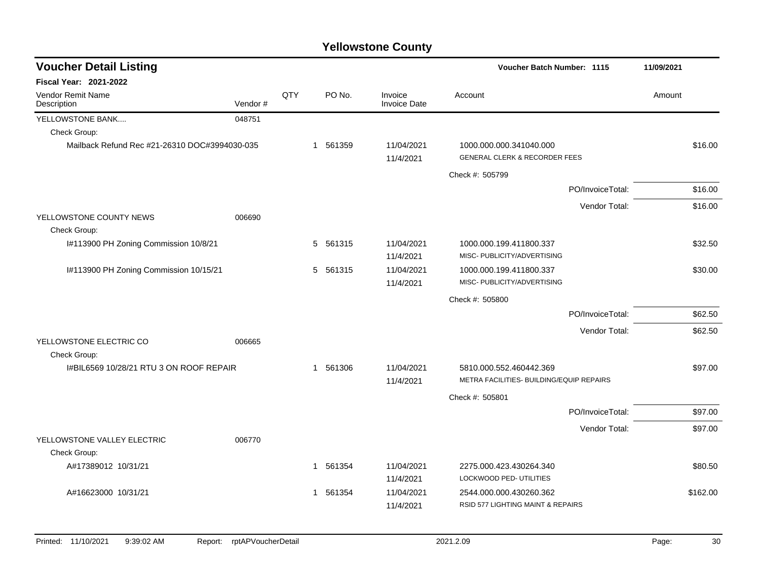# Yellowstone County

## Voucher Detail Listing

**Voucher Batch Number: 1115** | **11/09/2021**

**Fiscal Year: 2021-2022**

| Vendor Remit Name / Description | Vendor # | QTY | PO No. | Invoice / Invoice Date | Account | Amount |
|---|---|---|---|---|---|---|
| YELLOWSTONE BANK.... | 048751 | | | | | |
| Check Group: | | | | | | |
| Mailback Refund Rec #21-26310 DOC#3994030-035 | | 1 | 561359 | 11/04/2021<br>11/4/2021 | 1000.000.000.341040.000<br>GENERAL CLERK & RECORDER FEES | $16.00 |
| | | | | | Check #: 505799 | |
| | | | | | PO/InvoiceTotal: | $16.00 |
| | | | | | Vendor Total: | $16.00 |
| YELLOWSTONE COUNTY NEWS | 006690 | | | | | |
| Check Group: | | | | | | |
| I#113900 PH Zoning Commission 10/8/21 | | 5 | 561315 | 11/04/2021<br>11/4/2021 | 1000.000.199.411800.337<br>MISC- PUBLICITY/ADVERTISING | $32.50 |
| I#113900 PH Zoning Commission 10/15/21 | | 5 | 561315 | 11/04/2021<br>11/4/2021 | 1000.000.199.411800.337<br>MISC- PUBLICITY/ADVERTISING | $30.00 |
| | | | | | Check #: 505800 | |
| | | | | | PO/InvoiceTotal: | $62.50 |
| | | | | | Vendor Total: | $62.50 |
| YELLOWSTONE ELECTRIC CO | 006665 | | | | | |
| Check Group: | | | | | | |
| I#BIL6569 10/28/21 RTU 3 ON ROOF REPAIR | | 1 | 561306 | 11/04/2021<br>11/4/2021 | 5810.000.552.460442.369<br>METRA FACILITIES- BUILDING/EQUIP REPAIRS | $97.00 |
| | | | | | Check #: 505801 | |
| | | | | | PO/InvoiceTotal: | $97.00 |
| | | | | | Vendor Total: | $97.00 |
| YELLOWSTONE VALLEY ELECTRIC | 006770 | | | | | |
| Check Group: | | | | | | |
| A#17389012 10/31/21 | | 1 | 561354 | 11/04/2021<br>11/4/2021 | 2275.000.423.430264.340<br>LOCKWOOD PED- UTILITIES | $80.50 |
| A#16623000 10/31/21 | | 1 | 561354 | 11/04/2021<br>11/4/2021 | 2544.000.000.430260.362<br>RSID 577 LIGHTING MAINT & REPAIRS | $162.00 |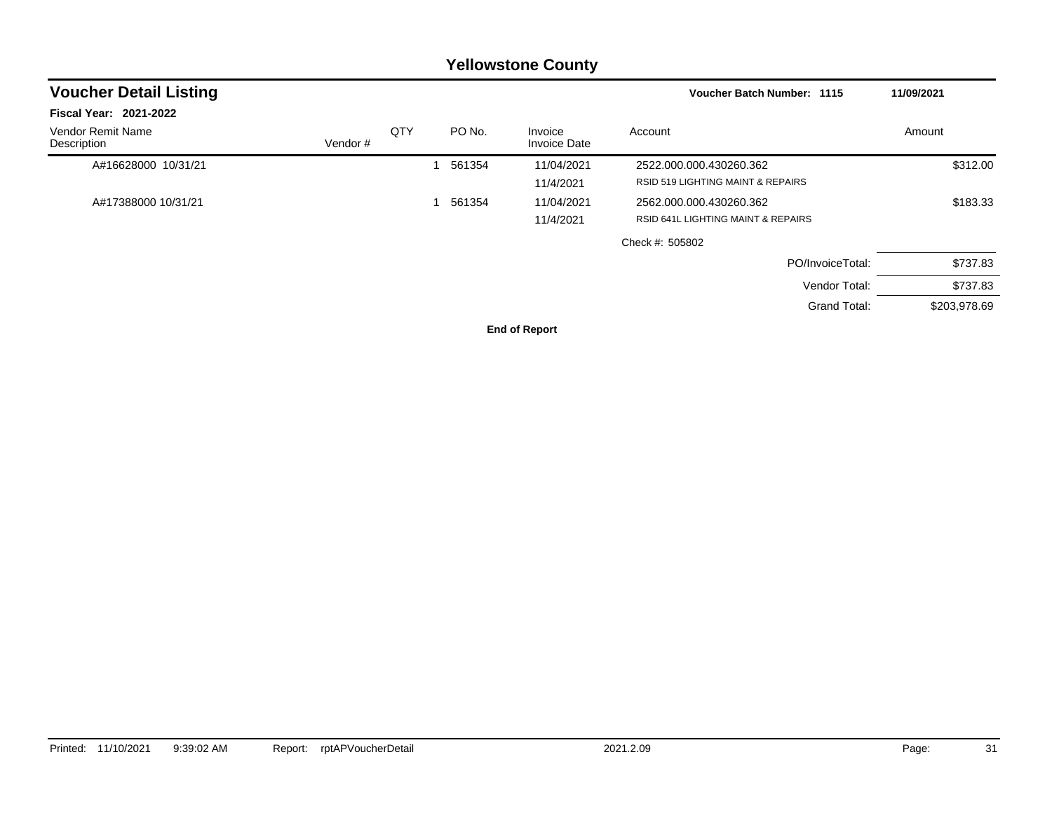# Yellowstone County

## Voucher Detail Listing

**Voucher Batch Number: 1115** **11/09/2021**

**Fiscal Year: 2021-2022**

| Vendor Remit Name Description | Vendor # | QTY | PO No. | Invoice Invoice Date | Account | Amount |
|---|---|---|---|---|---|---|
| A#16628000 10/31/21 | | 1 | 561354 | 11/04/2021 11/4/2021 | 2522.000.000.430260.362 RSID 519 LIGHTING MAINT & REPAIRS | $312.00 |
| A#17388000 10/31/21 | | 1 | 561354 | 11/04/2021 11/4/2021 | 2562.000.000.430260.362 RSID 641L LIGHTING MAINT & REPAIRS | $183.33 |
| | | | | | Check #: 505802 | |
| | | | | | PO/InvoiceTotal: | $737.83 |
| | | | | | Vendor Total: | $737.83 |
| | | | | | Grand Total: | $203,978.69 |

**End of Report**